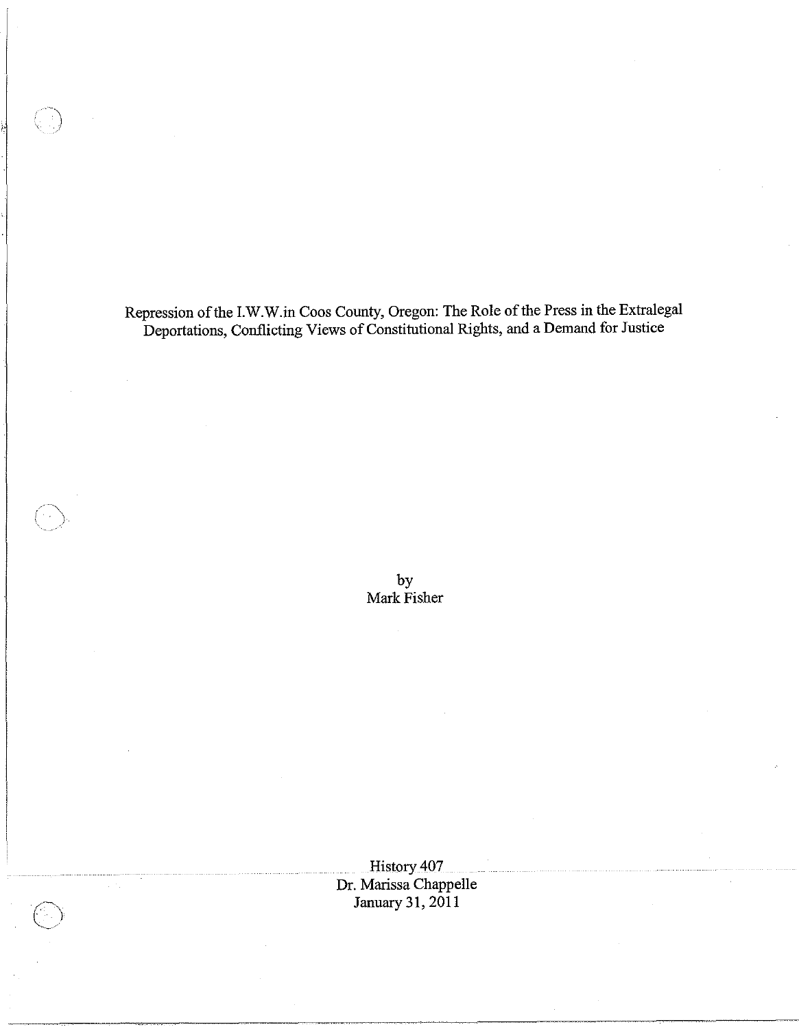# Repression of the I.W.W.in Coos County, Oregon: The Role of the Press in the Extralegal Deportations, Conflicting Views of Constitutional Rights, and a Demand for Justice

by
Mark Fisher

History 407
Dr. Marissa Chappelle
January 31, 2011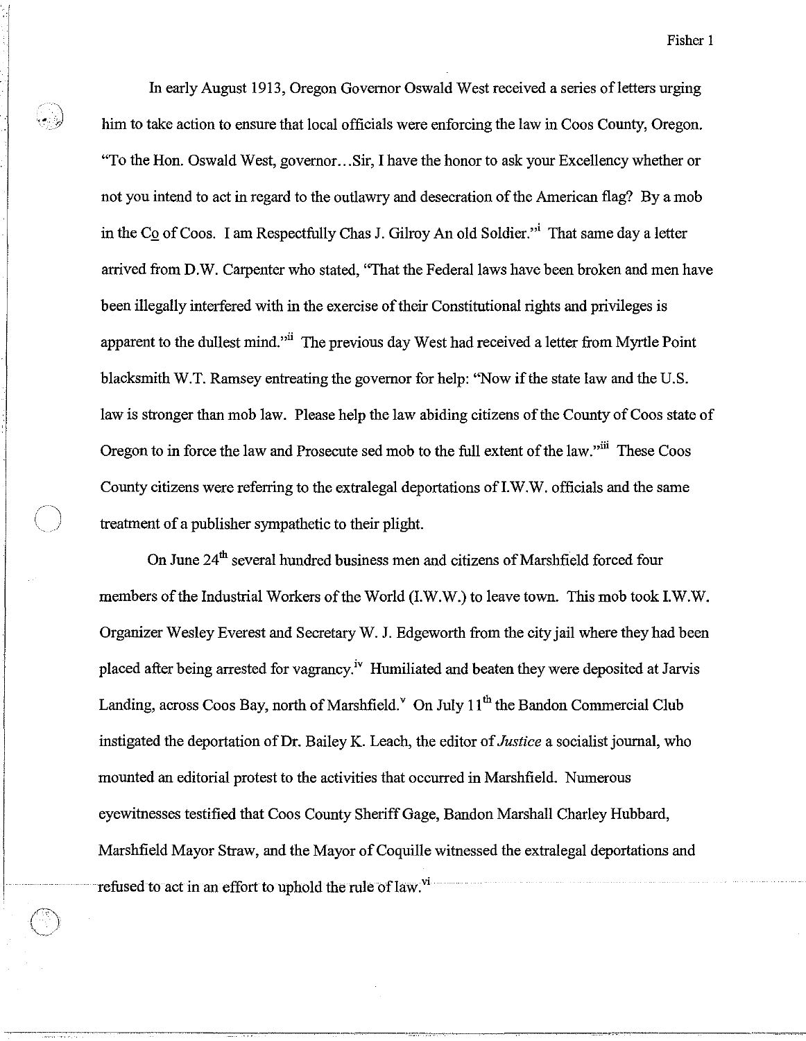In early August 1913, Oregon Governor Oswald West received a series of letters urging him to take action to ensure that local officials were enforcing the law in Coos County, Oregon. "To the Hon. Oswald West, governor…Sir, I have the honor to ask your Excellency whether or not you intend to act in regard to the outlawry and desecration of the American flag? By a mob in the Co of Coos. I am Respectfully Chas J. Gilroy An old Soldier."[i] That same day a letter arrived from D.W. Carpenter who stated, "That the Federal laws have been broken and men have been illegally interfered with in the exercise of their Constitutional rights and privileges is apparent to the dullest mind."[ii] The previous day West had received a letter from Myrtle Point blacksmith W.T. Ramsey entreating the governor for help: "Now if the state law and the U.S. law is stronger than mob law. Please help the law abiding citizens of the County of Coos state of Oregon to in force the law and Prosecute sed mob to the full extent of the law."[iii] These Coos County citizens were referring to the extralegal deportations of I.W.W. officials and the same treatment of a publisher sympathetic to their plight.

On June 24th several hundred business men and citizens of Marshfield forced four members of the Industrial Workers of the World (I.W.W.) to leave town. This mob took I.W.W. Organizer Wesley Everest and Secretary W. J. Edgeworth from the city jail where they had been placed after being arrested for vagrancy.[iv] Humiliated and beaten they were deposited at Jarvis Landing, across Coos Bay, north of Marshfield.[v] On July 11th the Bandon Commercial Club instigated the deportation of Dr. Bailey K. Leach, the editor of *Justice* a socialist journal, who mounted an editorial protest to the activities that occurred in Marshfield. Numerous eyewitnesses testified that Coos County Sheriff Gage, Bandon Marshall Charley Hubbard, Marshfield Mayor Straw, and the Mayor of Coquille witnessed the extralegal deportations and refused to act in an effort to uphold the rule of law.[vi]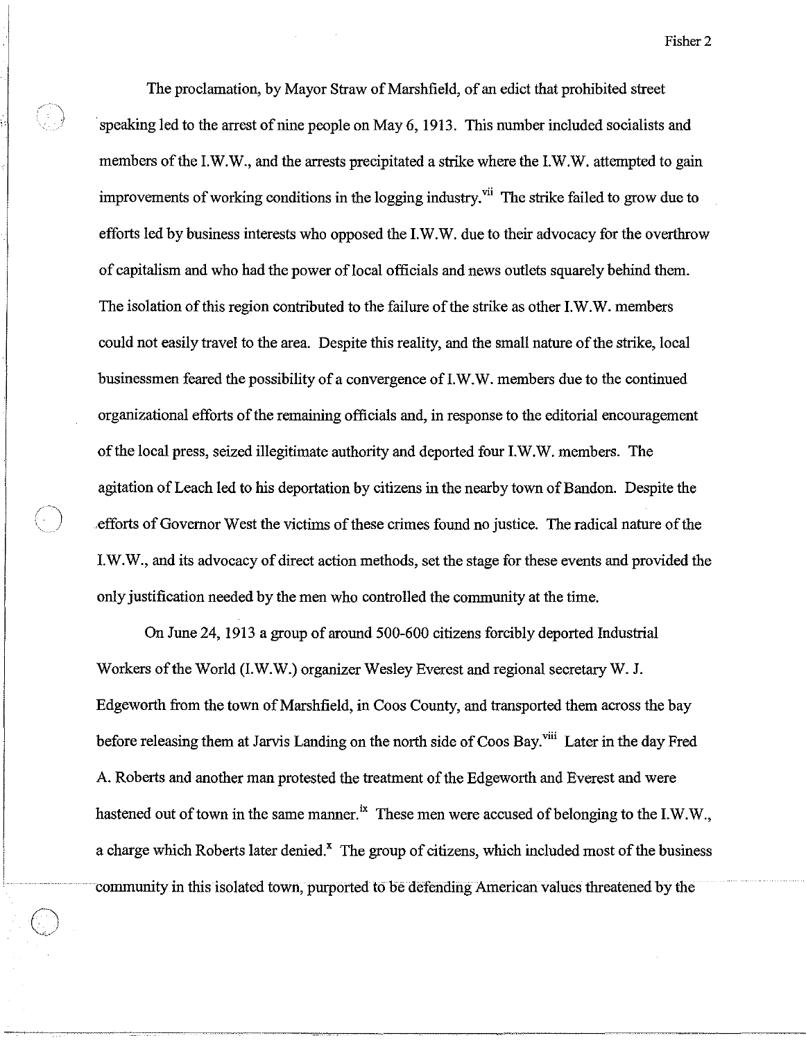The proclamation, by Mayor Straw of Marshfield, of an edict that prohibited street speaking led to the arrest of nine people on May 6, 1913. This number included socialists and members of the I.W.W., and the arrests precipitated a strike where the I.W.W. attempted to gain improvements of working conditions in the logging industry.[vii] The strike failed to grow due to efforts led by business interests who opposed the I.W.W. due to their advocacy for the overthrow of capitalism and who had the power of local officials and news outlets squarely behind them. The isolation of this region contributed to the failure of the strike as other I.W.W. members could not easily travel to the area. Despite this reality, and the small nature of the strike, local businessmen feared the possibility of a convergence of I.W.W. members due to the continued organizational efforts of the remaining officials and, in response to the editorial encouragement of the local press, seized illegitimate authority and deported four I.W.W. members. The agitation of Leach led to his deportation by citizens in the nearby town of Bandon. Despite the efforts of Governor West the victims of these crimes found no justice. The radical nature of the I.W.W., and its advocacy of direct action methods, set the stage for these events and provided the only justification needed by the men who controlled the community at the time.

On June 24, 1913 a group of around 500-600 citizens forcibly deported Industrial Workers of the World (I.W.W.) organizer Wesley Everest and regional secretary W. J. Edgeworth from the town of Marshfield, in Coos County, and transported them across the bay before releasing them at Jarvis Landing on the north side of Coos Bay.[viii] Later in the day Fred A. Roberts and another man protested the treatment of the Edgeworth and Everest and were hastened out of town in the same manner.[ix] These men were accused of belonging to the I.W.W., a charge which Roberts later denied.[x] The group of citizens, which included most of the business community in this isolated town, purported to be defending American values threatened by the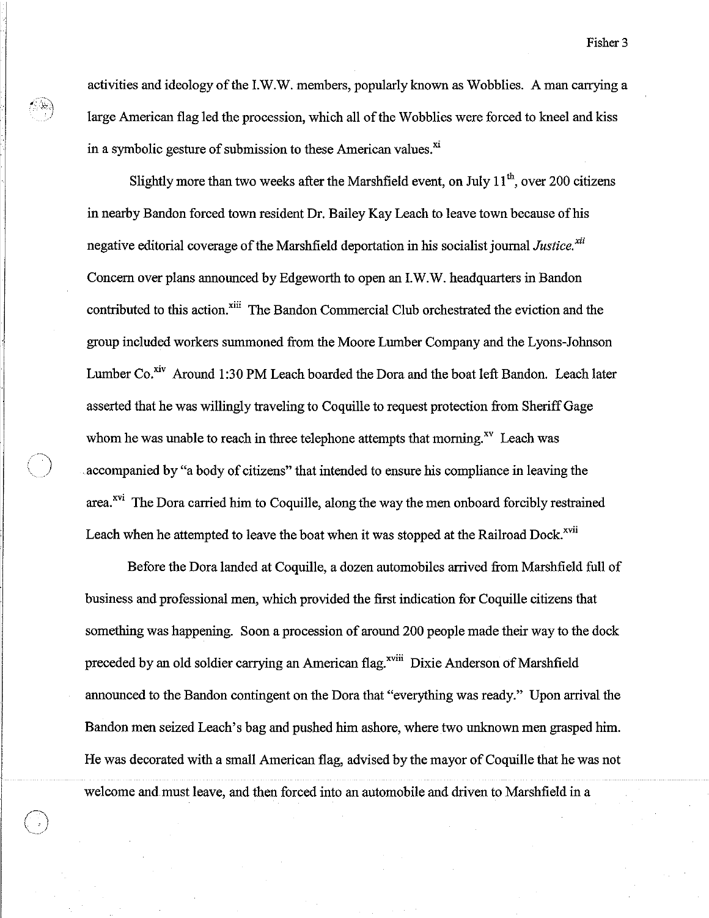activities and ideology of the I.W.W. members, popularly known as Wobblies. A man carrying a large American flag led the procession, which all of the Wobblies were forced to kneel and kiss in a symbolic gesture of submission to these American values.[xi]

Slightly more than two weeks after the Marshfield event, on July 11th, over 200 citizens in nearby Bandon forced town resident Dr. Bailey Kay Leach to leave town because of his negative editorial coverage of the Marshfield deportation in his socialist journal *Justice.*[xii] Concern over plans announced by Edgeworth to open an I.W.W. headquarters in Bandon contributed to this action.[xiii] The Bandon Commercial Club orchestrated the eviction and the group included workers summoned from the Moore Lumber Company and the Lyons-Johnson Lumber Co.[xiv] Around 1:30 PM Leach boarded the Dora and the boat left Bandon. Leach later asserted that he was willingly traveling to Coquille to request protection from Sheriff Gage whom he was unable to reach in three telephone attempts that morning.[xv] Leach was accompanied by "a body of citizens" that intended to ensure his compliance in leaving the area.[xvi] The Dora carried him to Coquille, along the way the men onboard forcibly restrained Leach when he attempted to leave the boat when it was stopped at the Railroad Dock.[xvii]

Before the Dora landed at Coquille, a dozen automobiles arrived from Marshfield full of business and professional men, which provided the first indication for Coquille citizens that something was happening. Soon a procession of around 200 people made their way to the dock preceded by an old soldier carrying an American flag.[xviii] Dixie Anderson of Marshfield announced to the Bandon contingent on the Dora that "everything was ready." Upon arrival the Bandon men seized Leach's bag and pushed him ashore, where two unknown men grasped him. He was decorated with a small American flag, advised by the mayor of Coquille that he was not welcome and must leave, and then forced into an automobile and driven to Marshfield in a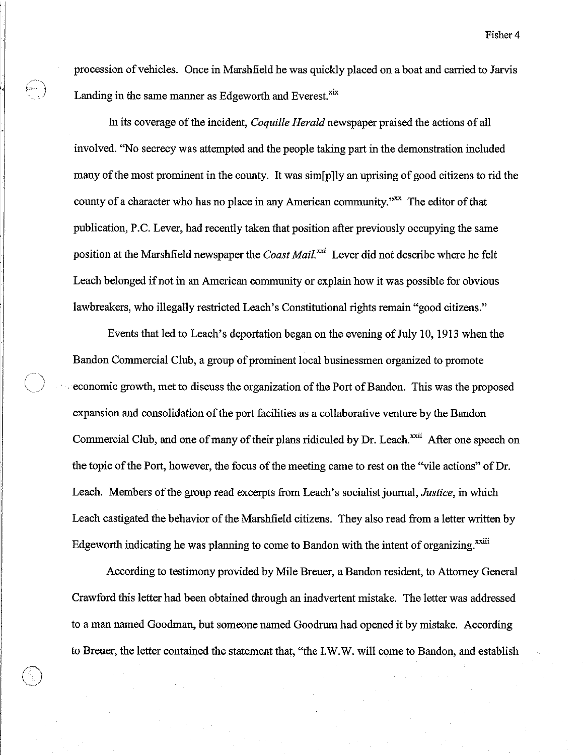procession of vehicles. Once in Marshfield he was quickly placed on a boat and carried to Jarvis Landing in the same manner as Edgeworth and Everest.[xix]

In its coverage of the incident, *Coquille Herald* newspaper praised the actions of all involved. "No secrecy was attempted and the people taking part in the demonstration included many of the most prominent in the county. It was sim[p]ly an uprising of good citizens to rid the county of a character who has no place in any American community."[xx] The editor of that publication, P.C. Lever, had recently taken that position after previously occupying the same position at the Marshfield newspaper the *Coast Mail.*[xxi] Lever did not describe where he felt Leach belonged if not in an American community or explain how it was possible for obvious lawbreakers, who illegally restricted Leach's Constitutional rights remain "good citizens."

Events that led to Leach's deportation began on the evening of July 10, 1913 when the Bandon Commercial Club, a group of prominent local businessmen organized to promote economic growth, met to discuss the organization of the Port of Bandon. This was the proposed expansion and consolidation of the port facilities as a collaborative venture by the Bandon Commercial Club, and one of many of their plans ridiculed by Dr. Leach.[xxii] After one speech on the topic of the Port, however, the focus of the meeting came to rest on the "vile actions" of Dr. Leach. Members of the group read excerpts from Leach's socialist journal, *Justice*, in which Leach castigated the behavior of the Marshfield citizens. They also read from a letter written by Edgeworth indicating he was planning to come to Bandon with the intent of organizing.[xxiii]

According to testimony provided by Mile Breuer, a Bandon resident, to Attorney General Crawford this letter had been obtained through an inadvertent mistake. The letter was addressed to a man named Goodman, but someone named Goodrum had opened it by mistake. According to Breuer, the letter contained the statement that, "the I.W.W. will come to Bandon, and establish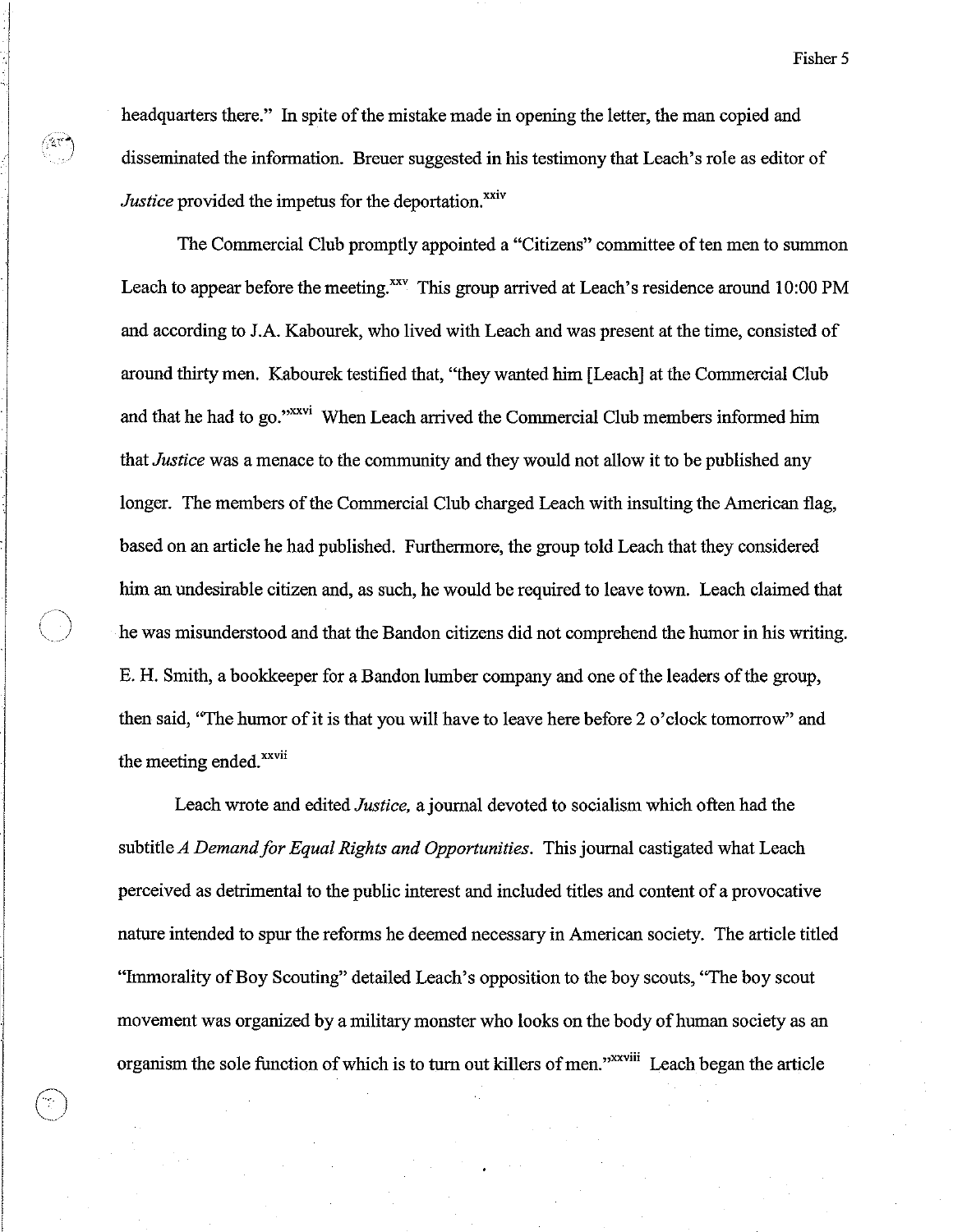headquarters there." In spite of the mistake made in opening the letter, the man copied and disseminated the information. Breuer suggested in his testimony that Leach's role as editor of *Justice* provided the impetus for the deportation.[xxiv]

The Commercial Club promptly appointed a "Citizens" committee of ten men to summon Leach to appear before the meeting.[xxv] This group arrived at Leach's residence around 10:00 PM and according to J.A. Kabourek, who lived with Leach and was present at the time, consisted of around thirty men. Kabourek testified that, "they wanted him [Leach] at the Commercial Club and that he had to go."[xxvi] When Leach arrived the Commercial Club members informed him that *Justice* was a menace to the community and they would not allow it to be published any longer. The members of the Commercial Club charged Leach with insulting the American flag, based on an article he had published. Furthermore, the group told Leach that they considered him an undesirable citizen and, as such, he would be required to leave town. Leach claimed that he was misunderstood and that the Bandon citizens did not comprehend the humor in his writing. E. H. Smith, a bookkeeper for a Bandon lumber company and one of the leaders of the group, then said, "The humor of it is that you will have to leave here before 2 o'clock tomorrow" and the meeting ended.[xxvii]

Leach wrote and edited *Justice,* a journal devoted to socialism which often had the subtitle *A Demand for Equal Rights and Opportunities*. This journal castigated what Leach perceived as detrimental to the public interest and included titles and content of a provocative nature intended to spur the reforms he deemed necessary in American society. The article titled "Immorality of Boy Scouting" detailed Leach's opposition to the boy scouts, "The boy scout movement was organized by a military monster who looks on the body of human society as an organism the sole function of which is to turn out killers of men."[xxviii] Leach began the article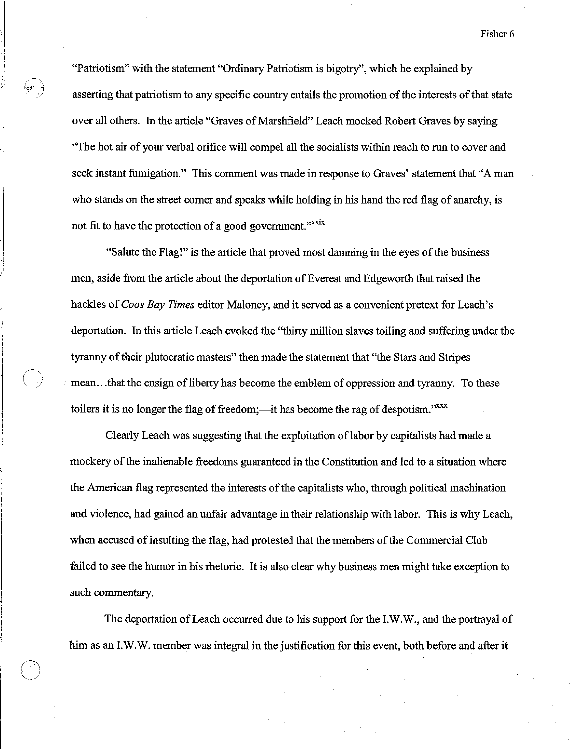"Patriotism" with the statement "Ordinary Patriotism is bigotry", which he explained by asserting that patriotism to any specific country entails the promotion of the interests of that state over all others. In the article "Graves of Marshfield" Leach mocked Robert Graves by saying "The hot air of your verbal orifice will compel all the socialists within reach to run to cover and seek instant fumigation." This comment was made in response to Graves' statement that "A man who stands on the street corner and speaks while holding in his hand the red flag of anarchy, is not fit to have the protection of a good government."[xxix]

"Salute the Flag!" is the article that proved most damning in the eyes of the business men, aside from the article about the deportation of Everest and Edgeworth that raised the hackles of *Coos Bay Times* editor Maloney, and it served as a convenient pretext for Leach's deportation. In this article Leach evoked the "thirty million slaves toiling and suffering under the tyranny of their plutocratic masters" then made the statement that "the Stars and Stripes mean…that the ensign of liberty has become the emblem of oppression and tyranny. To these toilers it is no longer the flag of freedom;—it has become the rag of despotism."[xxx]

Clearly Leach was suggesting that the exploitation of labor by capitalists had made a mockery of the inalienable freedoms guaranteed in the Constitution and led to a situation where the American flag represented the interests of the capitalists who, through political machination and violence, had gained an unfair advantage in their relationship with labor. This is why Leach, when accused of insulting the flag, had protested that the members of the Commercial Club failed to see the humor in his rhetoric. It is also clear why business men might take exception to such commentary.

The deportation of Leach occurred due to his support for the I.W.W., and the portrayal of him as an I.W.W. member was integral in the justification for this event, both before and after it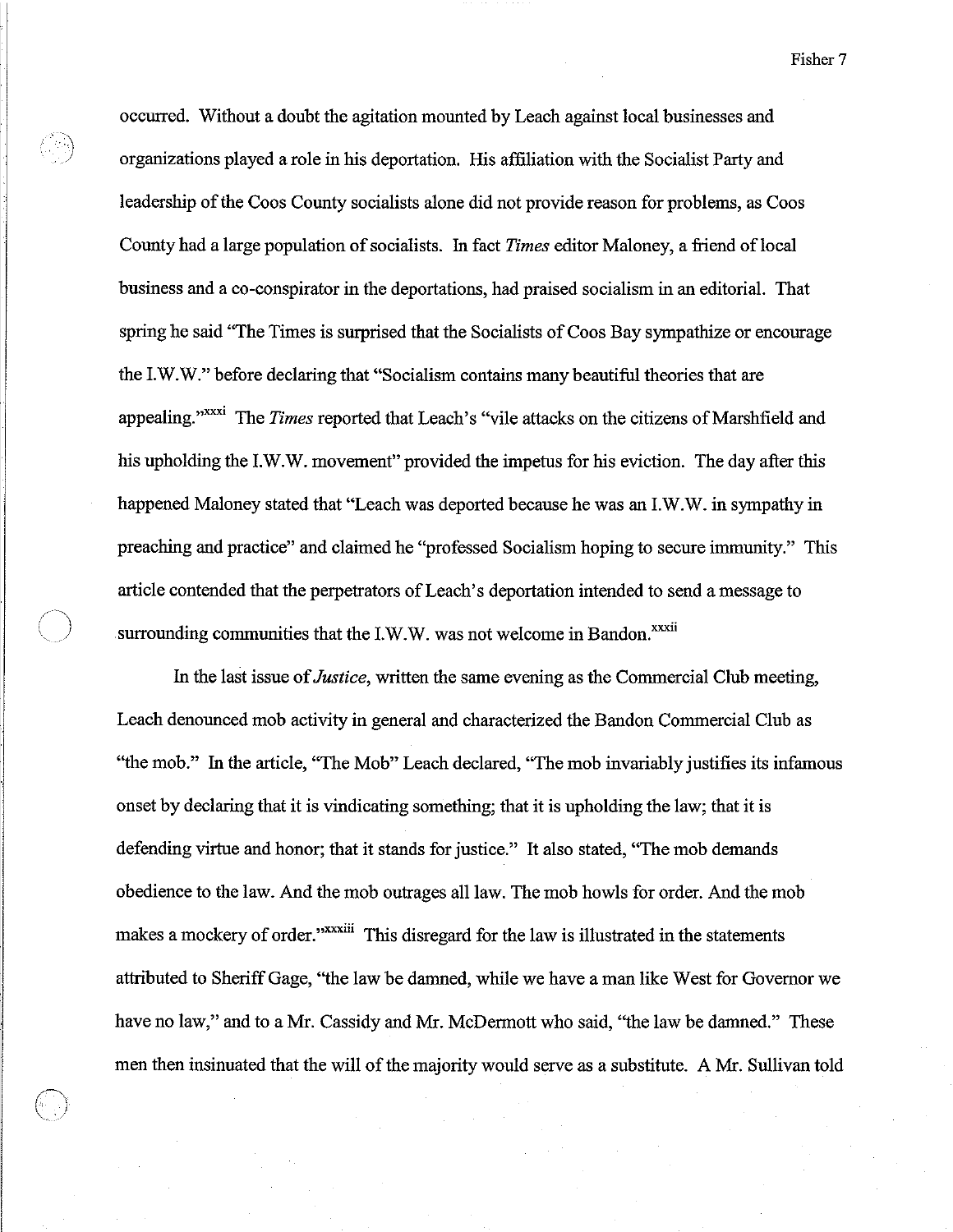occurred. Without a doubt the agitation mounted by Leach against local businesses and organizations played a role in his deportation. His affiliation with the Socialist Party and leadership of the Coos County socialists alone did not provide reason for problems, as Coos County had a large population of socialists. In fact *Times* editor Maloney, a friend of local business and a co-conspirator in the deportations, had praised socialism in an editorial. That spring he said "The Times is surprised that the Socialists of Coos Bay sympathize or encourage the I.W.W." before declaring that "Socialism contains many beautiful theories that are appealing."[xxxi] The *Times* reported that Leach's "vile attacks on the citizens of Marshfield and his upholding the I.W.W. movement" provided the impetus for his eviction. The day after this happened Maloney stated that "Leach was deported because he was an I.W.W. in sympathy in preaching and practice" and claimed he "professed Socialism hoping to secure immunity." This article contended that the perpetrators of Leach's deportation intended to send a message to surrounding communities that the I.W.W. was not welcome in Bandon.[xxxii]

In the last issue of *Justice*, written the same evening as the Commercial Club meeting, Leach denounced mob activity in general and characterized the Bandon Commercial Club as "the mob." In the article, "The Mob" Leach declared, "The mob invariably justifies its infamous onset by declaring that it is vindicating something; that it is upholding the law; that it is defending virtue and honor; that it stands for justice." It also stated, "The mob demands obedience to the law. And the mob outrages all law. The mob howls for order. And the mob makes a mockery of order."[xxxiii] This disregard for the law is illustrated in the statements attributed to Sheriff Gage, "the law be damned, while we have a man like West for Governor we have no law," and to a Mr. Cassidy and Mr. McDermott who said, "the law be damned." These men then insinuated that the will of the majority would serve as a substitute. A Mr. Sullivan told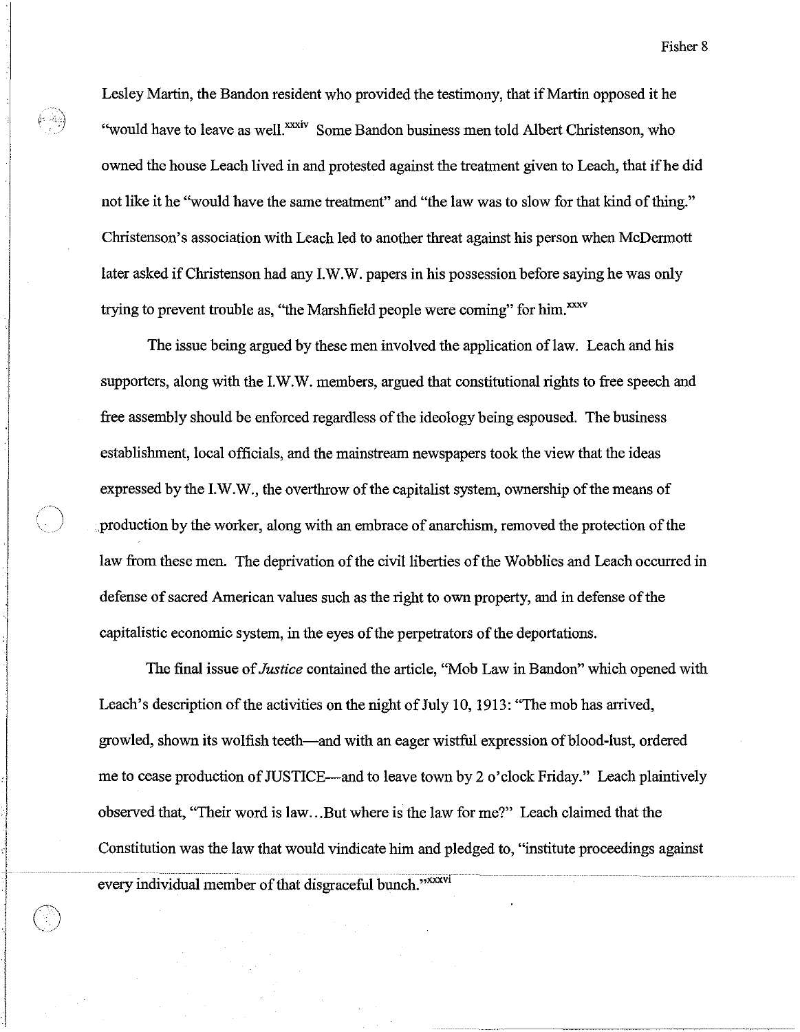Lesley Martin, the Bandon resident who provided the testimony, that if Martin opposed it he "would have to leave as well.[xxxiv] Some Bandon business men told Albert Christenson, who owned the house Leach lived in and protested against the treatment given to Leach, that if he did not like it he "would have the same treatment" and "the law was to slow for that kind of thing." Christenson's association with Leach led to another threat against his person when McDermott later asked if Christenson had any I.W.W. papers in his possession before saying he was only trying to prevent trouble as, "the Marshfield people were coming" for him.[xxxv]

The issue being argued by these men involved the application of law. Leach and his supporters, along with the I.W.W. members, argued that constitutional rights to free speech and free assembly should be enforced regardless of the ideology being espoused. The business establishment, local officials, and the mainstream newspapers took the view that the ideas expressed by the I.W.W., the overthrow of the capitalist system, ownership of the means of production by the worker, along with an embrace of anarchism, removed the protection of the law from these men. The deprivation of the civil liberties of the Wobblies and Leach occurred in defense of sacred American values such as the right to own property, and in defense of the capitalistic economic system, in the eyes of the perpetrators of the deportations.

The final issue of *Justice* contained the article, "Mob Law in Bandon" which opened with Leach's description of the activities on the night of July 10, 1913: "The mob has arrived, growled, shown its wolfish teeth—and with an eager wistful expression of blood-lust, ordered me to cease production of JUSTICE—and to leave town by 2 o'clock Friday." Leach plaintively observed that, "Their word is law…But where is the law for me?" Leach claimed that the Constitution was the law that would vindicate him and pledged to, "institute proceedings against every individual member of that disgraceful bunch."[xxxvi]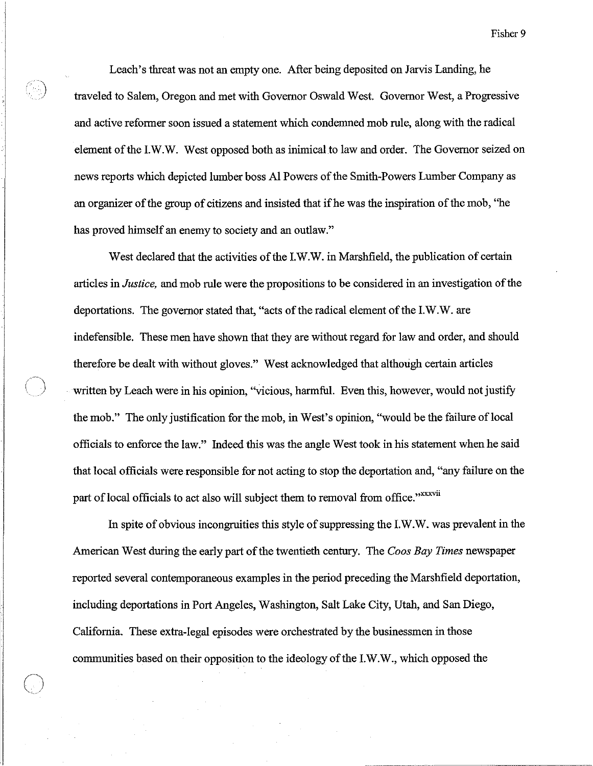Leach's threat was not an empty one. After being deposited on Jarvis Landing, he traveled to Salem, Oregon and met with Governor Oswald West. Governor West, a Progressive and active reformer soon issued a statement which condemned mob rule, along with the radical element of the I.W.W. West opposed both as inimical to law and order. The Governor seized on news reports which depicted lumber boss Al Powers of the Smith-Powers Lumber Company as an organizer of the group of citizens and insisted that if he was the inspiration of the mob, "he has proved himself an enemy to society and an outlaw."

West declared that the activities of the I.W.W. in Marshfield, the publication of certain articles in *Justice,* and mob rule were the propositions to be considered in an investigation of the deportations. The governor stated that, "acts of the radical element of the I.W.W. are indefensible. These men have shown that they are without regard for law and order, and should therefore be dealt with without gloves." West acknowledged that although certain articles written by Leach were in his opinion, "vicious, harmful. Even this, however, would not justify the mob." The only justification for the mob, in West's opinion, "would be the failure of local officials to enforce the law." Indeed this was the angle West took in his statement when he said that local officials were responsible for not acting to stop the deportation and, "any failure on the part of local officials to act also will subject them to removal from office."[xxxvii]

In spite of obvious incongruities this style of suppressing the I.W.W. was prevalent in the American West during the early part of the twentieth century. The *Coos Bay Times* newspaper reported several contemporaneous examples in the period preceding the Marshfield deportation, including deportations in Port Angeles, Washington, Salt Lake City, Utah, and San Diego, California. These extra-legal episodes were orchestrated by the businessmen in those communities based on their opposition to the ideology of the I.W.W., which opposed the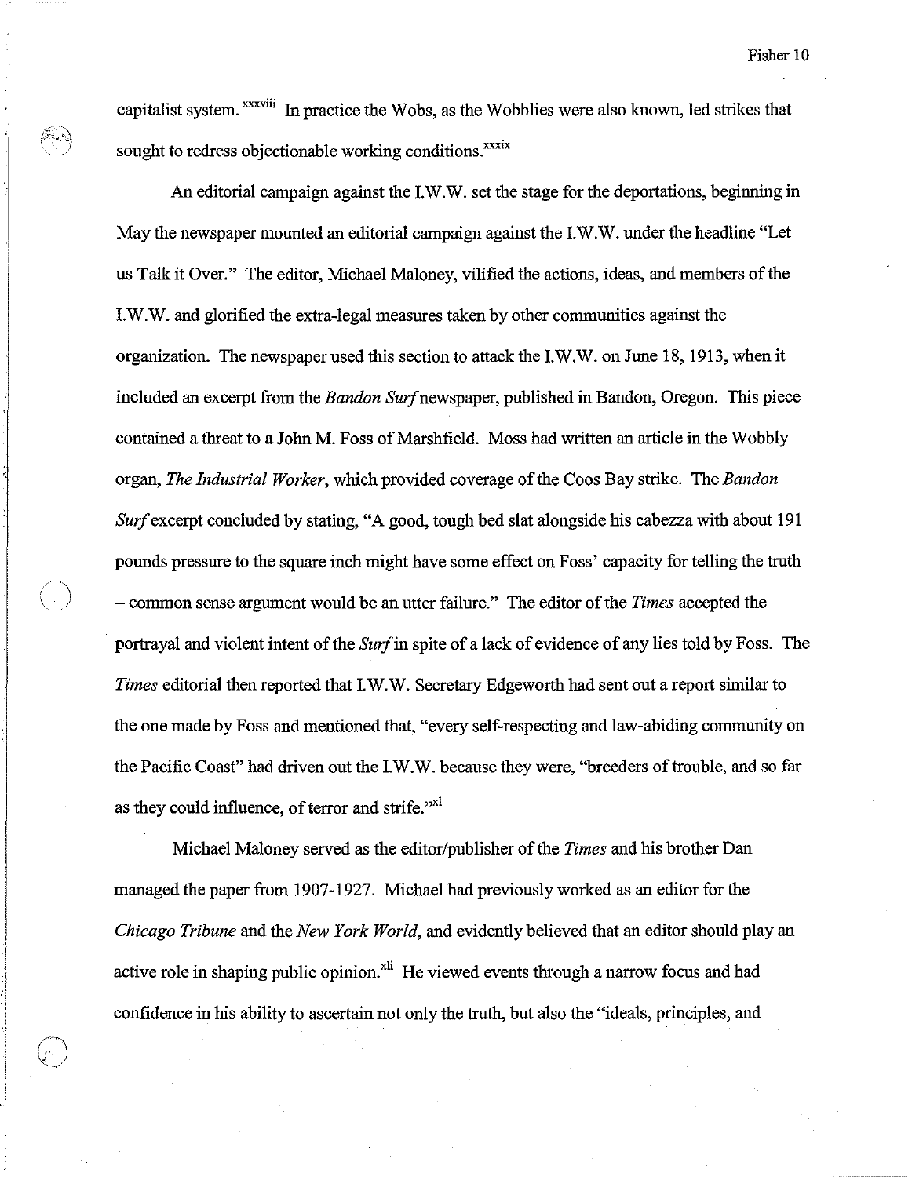capitalist system.[xxxviii] In practice the Wobs, as the Wobblies were also known, led strikes that sought to redress objectionable working conditions.[xxxix]

An editorial campaign against the I.W.W. set the stage for the deportations, beginning in May the newspaper mounted an editorial campaign against the I.W.W. under the headline "Let us Talk it Over." The editor, Michael Maloney, vilified the actions, ideas, and members of the I.W.W. and glorified the extra-legal measures taken by other communities against the organization. The newspaper used this section to attack the I.W.W. on June 18, 1913, when it included an excerpt from the *Bandon Surf* newspaper, published in Bandon, Oregon. This piece contained a threat to a John M. Foss of Marshfield. Moss had written an article in the Wobbly organ, *The Industrial Worker*, which provided coverage of the Coos Bay strike. The *Bandon Surf* excerpt concluded by stating, "A good, tough bed slat alongside his cabezza with about 191 pounds pressure to the square inch might have some effect on Foss' capacity for telling the truth – common sense argument would be an utter failure." The editor of the *Times* accepted the portrayal and violent intent of the *Surf* in spite of a lack of evidence of any lies told by Foss. The *Times* editorial then reported that I.W.W. Secretary Edgeworth had sent out a report similar to the one made by Foss and mentioned that, "every self-respecting and law-abiding community on the Pacific Coast" had driven out the I.W.W. because they were, "breeders of trouble, and so far as they could influence, of terror and strife."[xl]

Michael Maloney served as the editor/publisher of the *Times* and his brother Dan managed the paper from 1907-1927. Michael had previously worked as an editor for the *Chicago Tribune* and the *New York World*, and evidently believed that an editor should play an active role in shaping public opinion.[xli] He viewed events through a narrow focus and had confidence in his ability to ascertain not only the truth, but also the "ideals, principles, and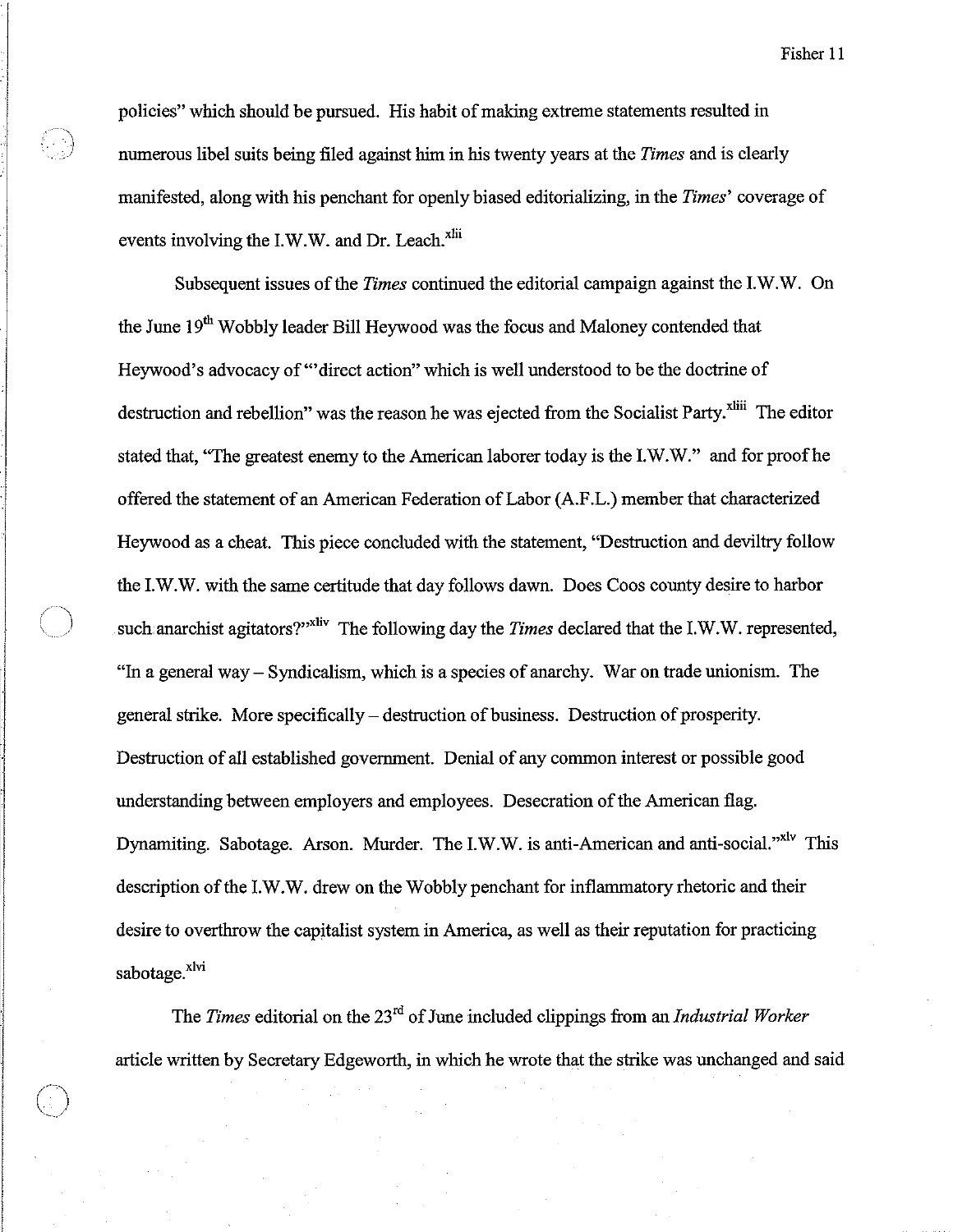policies" which should be pursued. His habit of making extreme statements resulted in numerous libel suits being filed against him in his twenty years at the *Times* and is clearly manifested, along with his penchant for openly biased editorializing, in the *Times*' coverage of events involving the I.W.W. and Dr. Leach.[xlii]

Subsequent issues of the *Times* continued the editorial campaign against the I.W.W. On the June 19th Wobbly leader Bill Heywood was the focus and Maloney contended that Heywood's advocacy of "'direct action" which is well understood to be the doctrine of destruction and rebellion" was the reason he was ejected from the Socialist Party.[xliii] The editor stated that, "The greatest enemy to the American laborer today is the I.W.W." and for proof he offered the statement of an American Federation of Labor (A.F.L.) member that characterized Heywood as a cheat. This piece concluded with the statement, "Destruction and deviltry follow the I.W.W. with the same certitude that day follows dawn. Does Coos county desire to harbor such anarchist agitators?"[xliv] The following day the *Times* declared that the I.W.W. represented, "In a general way – Syndicalism, which is a species of anarchy. War on trade unionism. The general strike. More specifically – destruction of business. Destruction of prosperity. Destruction of all established government. Denial of any common interest or possible good understanding between employers and employees. Desecration of the American flag. Dynamiting. Sabotage. Arson. Murder. The I.W.W. is anti-American and anti-social."[xlv] This description of the I.W.W. drew on the Wobbly penchant for inflammatory rhetoric and their desire to overthrow the capitalist system in America, as well as their reputation for practicing sabotage.[xlvi]

The *Times* editorial on the 23rd of June included clippings from an *Industrial Worker* article written by Secretary Edgeworth, in which he wrote that the strike was unchanged and said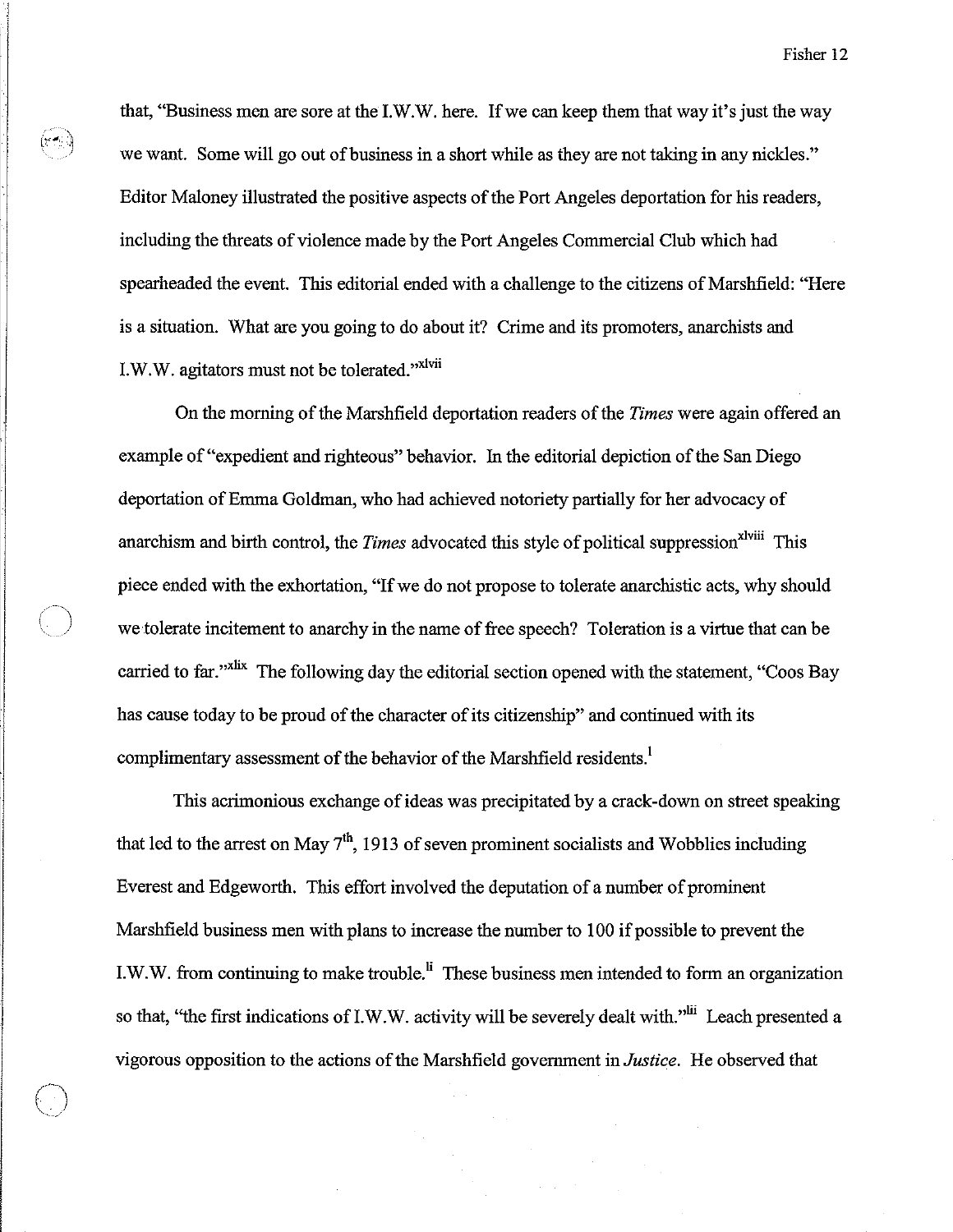that, "Business men are sore at the I.W.W. here. If we can keep them that way it's just the way we want. Some will go out of business in a short while as they are not taking in any nickles." Editor Maloney illustrated the positive aspects of the Port Angeles deportation for his readers, including the threats of violence made by the Port Angeles Commercial Club which had spearheaded the event. This editorial ended with a challenge to the citizens of Marshfield: "Here is a situation. What are you going to do about it? Crime and its promoters, anarchists and I.W.W. agitators must not be tolerated."[xlvii]

On the morning of the Marshfield deportation readers of the *Times* were again offered an example of "expedient and righteous" behavior. In the editorial depiction of the San Diego deportation of Emma Goldman, who had achieved notoriety partially for her advocacy of anarchism and birth control, the *Times* advocated this style of political suppression[xlviii] This piece ended with the exhortation, "If we do not propose to tolerate anarchistic acts, why should we tolerate incitement to anarchy in the name of free speech? Toleration is a virtue that can be carried to far."[xlix] The following day the editorial section opened with the statement, "Coos Bay has cause today to be proud of the character of its citizenship" and continued with its complimentary assessment of the behavior of the Marshfield residents.[l]

This acrimonious exchange of ideas was precipitated by a crack-down on street speaking that led to the arrest on May 7th, 1913 of seven prominent socialists and Wobblies including Everest and Edgeworth. This effort involved the deputation of a number of prominent Marshfield business men with plans to increase the number to 100 if possible to prevent the I.W.W. from continuing to make trouble.[li] These business men intended to form an organization so that, "the first indications of I.W.W. activity will be severely dealt with."[lii] Leach presented a vigorous opposition to the actions of the Marshfield government in *Justice*. He observed that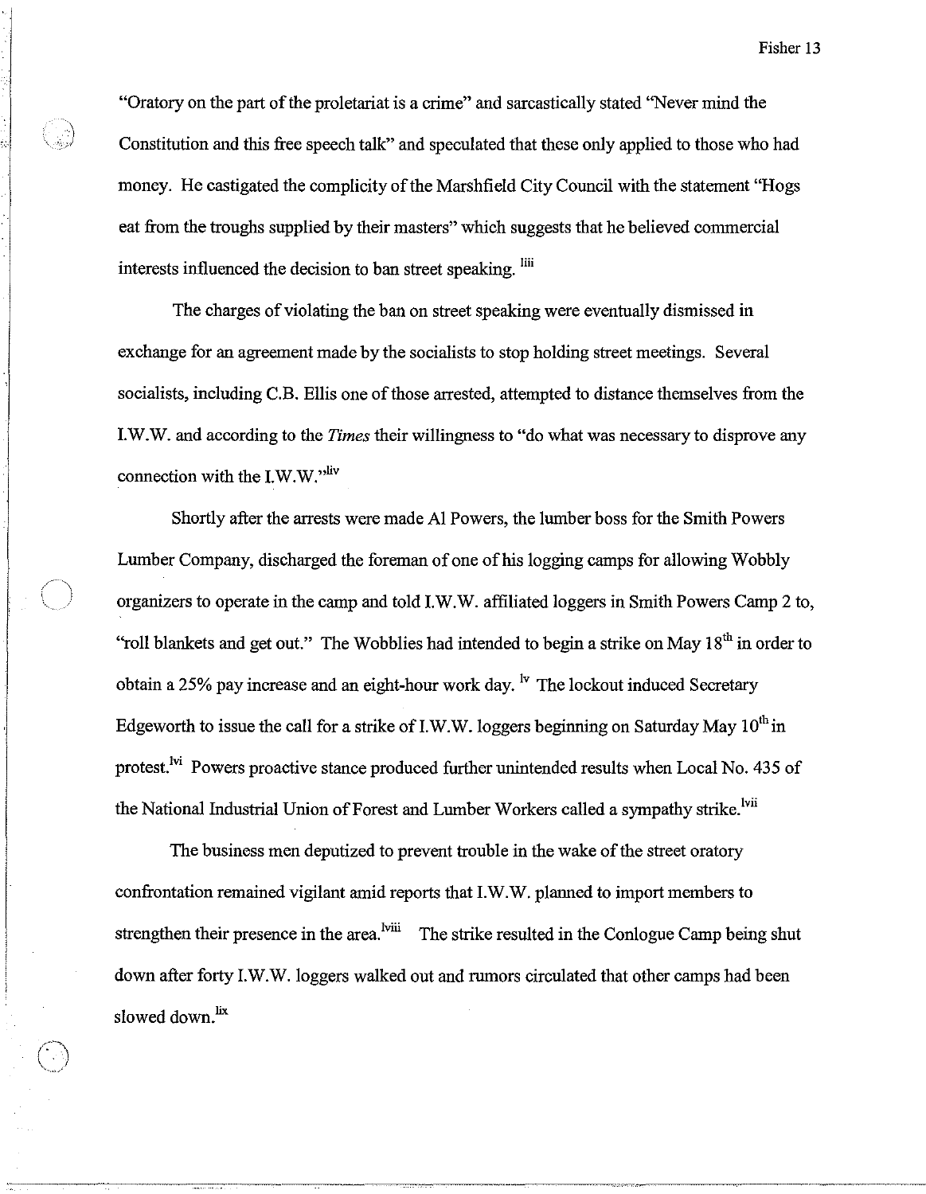"Oratory on the part of the proletariat is a crime" and sarcastically stated "Never mind the Constitution and this free speech talk" and speculated that these only applied to those who had money. He castigated the complicity of the Marshfield City Council with the statement "Hogs eat from the troughs supplied by their masters" which suggests that he believed commercial interests influenced the decision to ban street speaking. [liii]

The charges of violating the ban on street speaking were eventually dismissed in exchange for an agreement made by the socialists to stop holding street meetings. Several socialists, including C.B. Ellis one of those arrested, attempted to distance themselves from the I.W.W. and according to the *Times* their willingness to "do what was necessary to disprove any connection with the I.W.W."[liv]

Shortly after the arrests were made Al Powers, the lumber boss for the Smith Powers Lumber Company, discharged the foreman of one of his logging camps for allowing Wobbly organizers to operate in the camp and told I.W.W. affiliated loggers in Smith Powers Camp 2 to, "roll blankets and get out." The Wobblies had intended to begin a strike on May 18th in order to obtain a 25% pay increase and an eight-hour work day. [lv] The lockout induced Secretary Edgeworth to issue the call for a strike of I.W.W. loggers beginning on Saturday May 10th in protest.[lvi] Powers proactive stance produced further unintended results when Local No. 435 of the National Industrial Union of Forest and Lumber Workers called a sympathy strike.[lvii]

The business men deputized to prevent trouble in the wake of the street oratory confrontation remained vigilant amid reports that I.W.W. planned to import members to strengthen their presence in the area.[lviii] The strike resulted in the Conlogue Camp being shut down after forty I.W.W. loggers walked out and rumors circulated that other camps had been slowed down.[lix]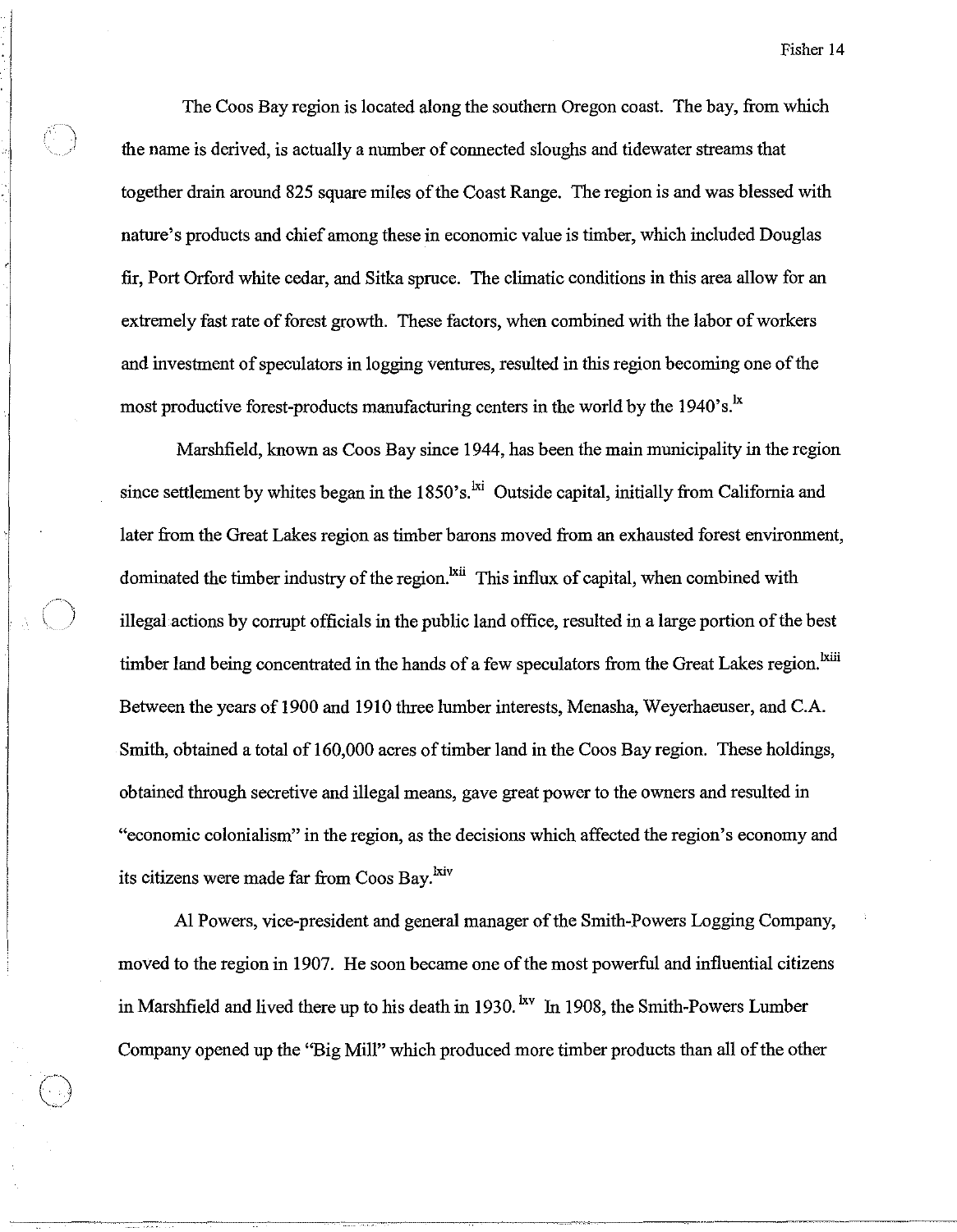The Coos Bay region is located along the southern Oregon coast. The bay, from which the name is derived, is actually a number of connected sloughs and tidewater streams that together drain around 825 square miles of the Coast Range. The region is and was blessed with nature's products and chief among these in economic value is timber, which included Douglas fir, Port Orford white cedar, and Sitka spruce. The climatic conditions in this area allow for an extremely fast rate of forest growth. These factors, when combined with the labor of workers and investment of speculators in logging ventures, resulted in this region becoming one of the most productive forest-products manufacturing centers in the world by the 1940's.[lx]

Marshfield, known as Coos Bay since 1944, has been the main municipality in the region since settlement by whites began in the 1850's.[lxi] Outside capital, initially from California and later from the Great Lakes region as timber barons moved from an exhausted forest environment, dominated the timber industry of the region.[lxii] This influx of capital, when combined with illegal actions by corrupt officials in the public land office, resulted in a large portion of the best timber land being concentrated in the hands of a few speculators from the Great Lakes region.[lxiii] Between the years of 1900 and 1910 three lumber interests, Menasha, Weyerhaeuser, and C.A. Smith, obtained a total of 160,000 acres of timber land in the Coos Bay region. These holdings, obtained through secretive and illegal means, gave great power to the owners and resulted in "economic colonialism" in the region, as the decisions which affected the region's economy and its citizens were made far from Coos Bay.[lxiv]

Al Powers, vice-president and general manager of the Smith-Powers Logging Company, moved to the region in 1907. He soon became one of the most powerful and influential citizens in Marshfield and lived there up to his death in 1930.[lxv] In 1908, the Smith-Powers Lumber Company opened up the "Big Mill" which produced more timber products than all of the other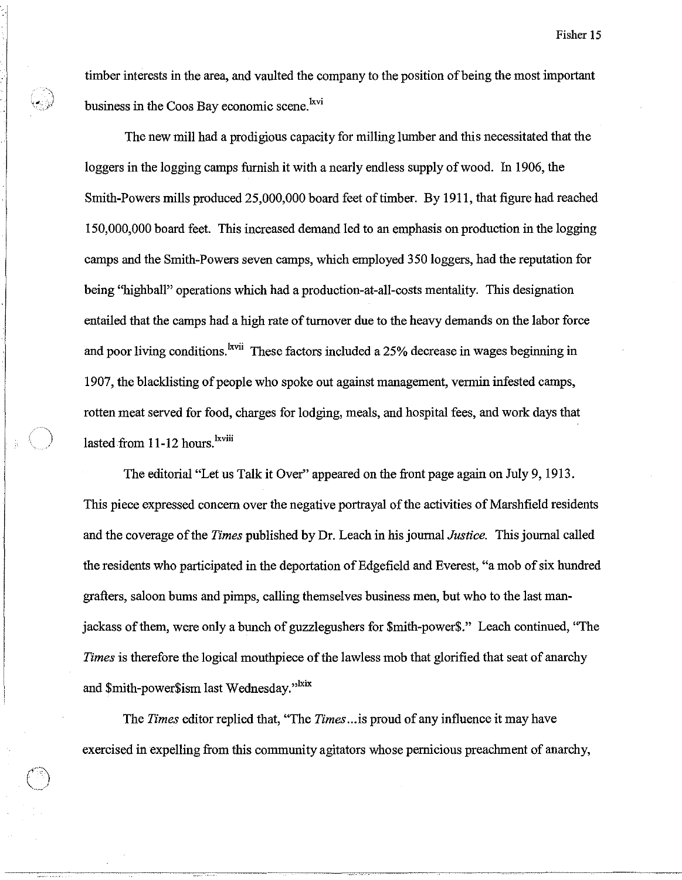timber interests in the area, and vaulted the company to the position of being the most important business in the Coos Bay economic scene.[lxvi]

The new mill had a prodigious capacity for milling lumber and this necessitated that the loggers in the logging camps furnish it with a nearly endless supply of wood. In 1906, the Smith-Powers mills produced 25,000,000 board feet of timber. By 1911, that figure had reached 150,000,000 board feet. This increased demand led to an emphasis on production in the logging camps and the Smith-Powers seven camps, which employed 350 loggers, had the reputation for being "highball" operations which had a production-at-all-costs mentality. This designation entailed that the camps had a high rate of turnover due to the heavy demands on the labor force and poor living conditions.[lxvii] These factors included a 25% decrease in wages beginning in 1907, the blacklisting of people who spoke out against management, vermin infested camps, rotten meat served for food, charges for lodging, meals, and hospital fees, and work days that lasted from 11-12 hours.[lxviii]

The editorial "Let us Talk it Over" appeared on the front page again on July 9, 1913. This piece expressed concern over the negative portrayal of the activities of Marshfield residents and the coverage of the *Times* published by Dr. Leach in his journal *Justice.* This journal called the residents who participated in the deportation of Edgefield and Everest, "a mob of six hundred grafters, saloon bums and pimps, calling themselves business men, but who to the last man-jackass of them, were only a bunch of guzzlegushers for $mith-power$." Leach continued, "The *Times* is therefore the logical mouthpiece of the lawless mob that glorified that seat of anarchy and $mith-power$ism last Wednesday."[lxix]

The *Times* editor replied that, "The *Times*...is proud of any influence it may have exercised in expelling from this community agitators whose pernicious preachment of anarchy,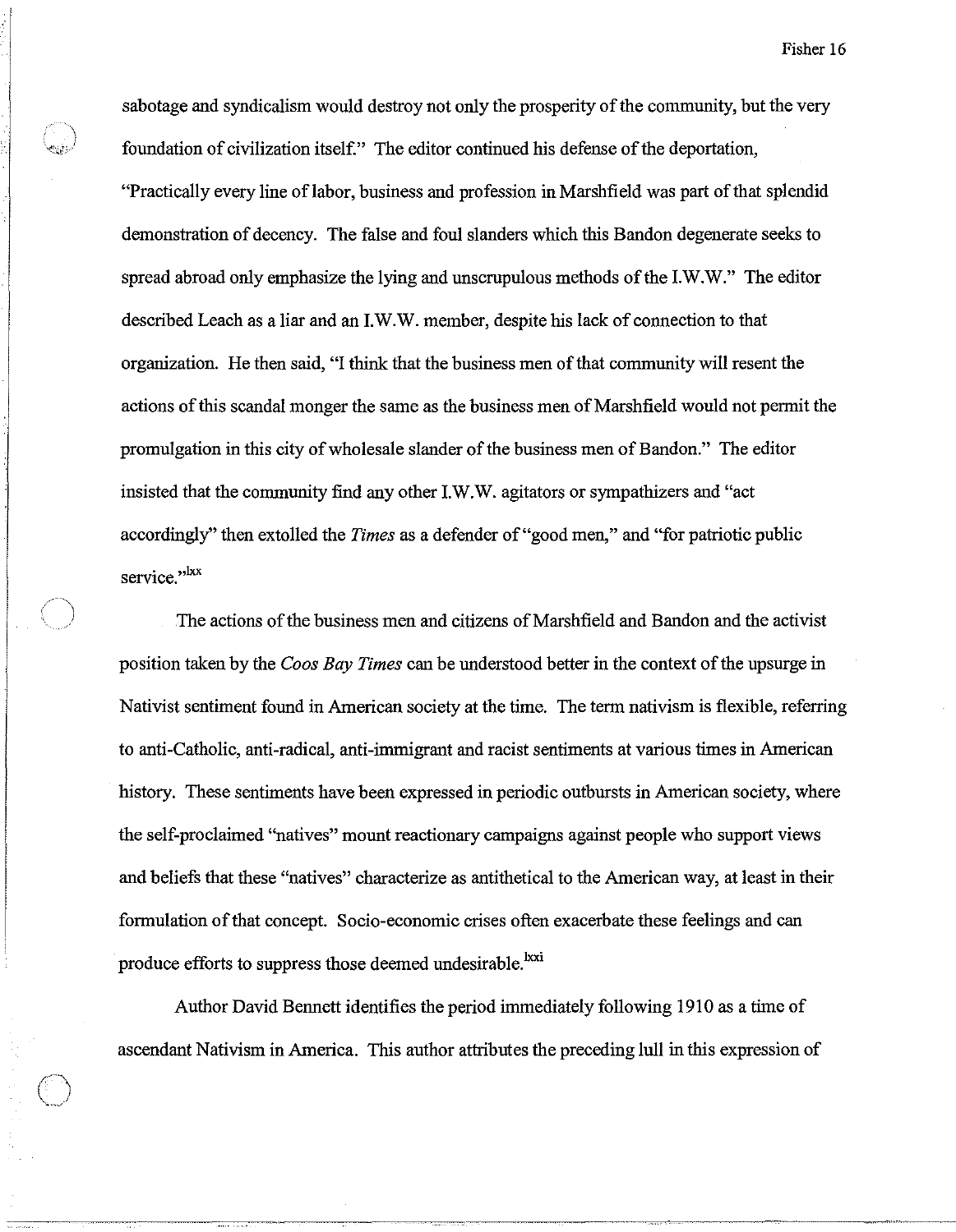sabotage and syndicalism would destroy not only the prosperity of the community, but the very foundation of civilization itself." The editor continued his defense of the deportation, "Practically every line of labor, business and profession in Marshfield was part of that splendid demonstration of decency. The false and foul slanders which this Bandon degenerate seeks to spread abroad only emphasize the lying and unscrupulous methods of the I.W.W." The editor described Leach as a liar and an I.W.W. member, despite his lack of connection to that organization. He then said, "I think that the business men of that community will resent the actions of this scandal monger the same as the business men of Marshfield would not permit the promulgation in this city of wholesale slander of the business men of Bandon." The editor insisted that the community find any other I.W.W. agitators or sympathizers and "act accordingly" then extolled the *Times* as a defender of "good men," and "for patriotic public service."[lxx]

The actions of the business men and citizens of Marshfield and Bandon and the activist position taken by the *Coos Bay Times* can be understood better in the context of the upsurge in Nativist sentiment found in American society at the time. The term nativism is flexible, referring to anti-Catholic, anti-radical, anti-immigrant and racist sentiments at various times in American history. These sentiments have been expressed in periodic outbursts in American society, where the self-proclaimed "natives" mount reactionary campaigns against people who support views and beliefs that these "natives" characterize as antithetical to the American way, at least in their formulation of that concept. Socio-economic crises often exacerbate these feelings and can produce efforts to suppress those deemed undesirable.[lxxi]

Author David Bennett identifies the period immediately following 1910 as a time of ascendant Nativism in America. This author attributes the preceding lull in this expression of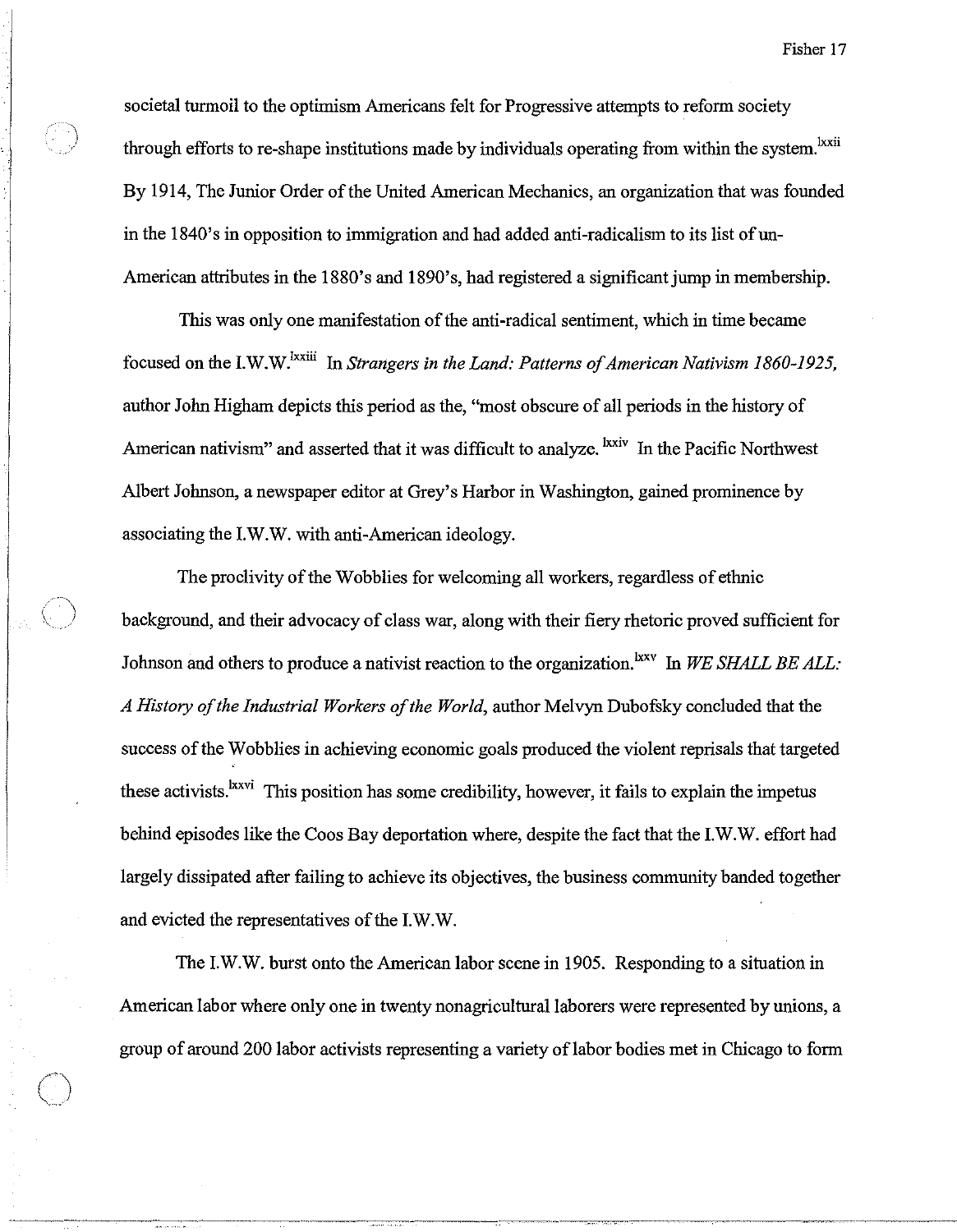societal turmoil to the optimism Americans felt for Progressive attempts to reform society through efforts to re-shape institutions made by individuals operating from within the system.[lxxii] By 1914, The Junior Order of the United American Mechanics, an organization that was founded in the 1840's in opposition to immigration and had added anti-radicalism to its list of un-American attributes in the 1880's and 1890's, had registered a significant jump in membership.

This was only one manifestation of the anti-radical sentiment, which in time became focused on the I.W.W.[lxxiii] In *Strangers in the Land: Patterns of American Nativism 1860-1925,* author John Higham depicts this period as the, "most obscure of all periods in the history of American nativism" and asserted that it was difficult to analyze. [lxxiv] In the Pacific Northwest Albert Johnson, a newspaper editor at Grey's Harbor in Washington, gained prominence by associating the I.W.W. with anti-American ideology.

The proclivity of the Wobblies for welcoming all workers, regardless of ethnic background, and their advocacy of class war, along with their fiery rhetoric proved sufficient for Johnson and others to produce a nativist reaction to the organization.[lxxv] In *WE SHALL BE ALL: A History of the Industrial Workers of the World*, author Melvyn Dubofsky concluded that the success of the Wobblies in achieving economic goals produced the violent reprisals that targeted these activists.[lxxvi] This position has some credibility, however, it fails to explain the impetus behind episodes like the Coos Bay deportation where, despite the fact that the I.W.W. effort had largely dissipated after failing to achieve its objectives, the business community banded together and evicted the representatives of the I.W.W.

The I.W.W. burst onto the American labor scene in 1905. Responding to a situation in American labor where only one in twenty nonagricultural laborers were represented by unions, a group of around 200 labor activists representing a variety of labor bodies met in Chicago to form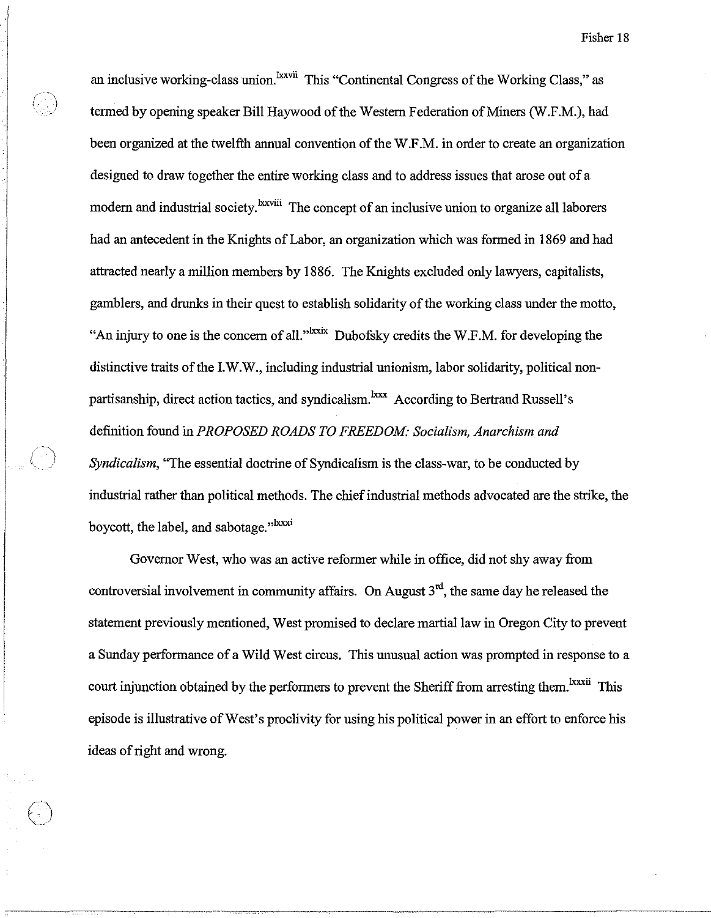an inclusive working-class union.[lxxvii] This "Continental Congress of the Working Class," as termed by opening speaker Bill Haywood of the Western Federation of Miners (W.F.M.), had been organized at the twelfth annual convention of the W.F.M. in order to create an organization designed to draw together the entire working class and to address issues that arose out of a modern and industrial society.[lxxviii] The concept of an inclusive union to organize all laborers had an antecedent in the Knights of Labor, an organization which was formed in 1869 and had attracted nearly a million members by 1886. The Knights excluded only lawyers, capitalists, gamblers, and drunks in their quest to establish solidarity of the working class under the motto, "An injury to one is the concern of all."[lxxix] Dubofsky credits the W.F.M. for developing the distinctive traits of the I.W.W., including industrial unionism, labor solidarity, political non-partisanship, direct action tactics, and syndicalism.[lxxx] According to Bertrand Russell's definition found in *PROPOSED ROADS TO FREEDOM: Socialism, Anarchism and Syndicalism*, "The essential doctrine of Syndicalism is the class-war, to be conducted by industrial rather than political methods. The chief industrial methods advocated are the strike, the boycott, the label, and sabotage."[lxxxi]

Governor West, who was an active reformer while in office, did not shy away from controversial involvement in community affairs. On August 3rd, the same day he released the statement previously mentioned, West promised to declare martial law in Oregon City to prevent a Sunday performance of a Wild West circus. This unusual action was prompted in response to a court injunction obtained by the performers to prevent the Sheriff from arresting them.[lxxxii] This episode is illustrative of West's proclivity for using his political power in an effort to enforce his ideas of right and wrong.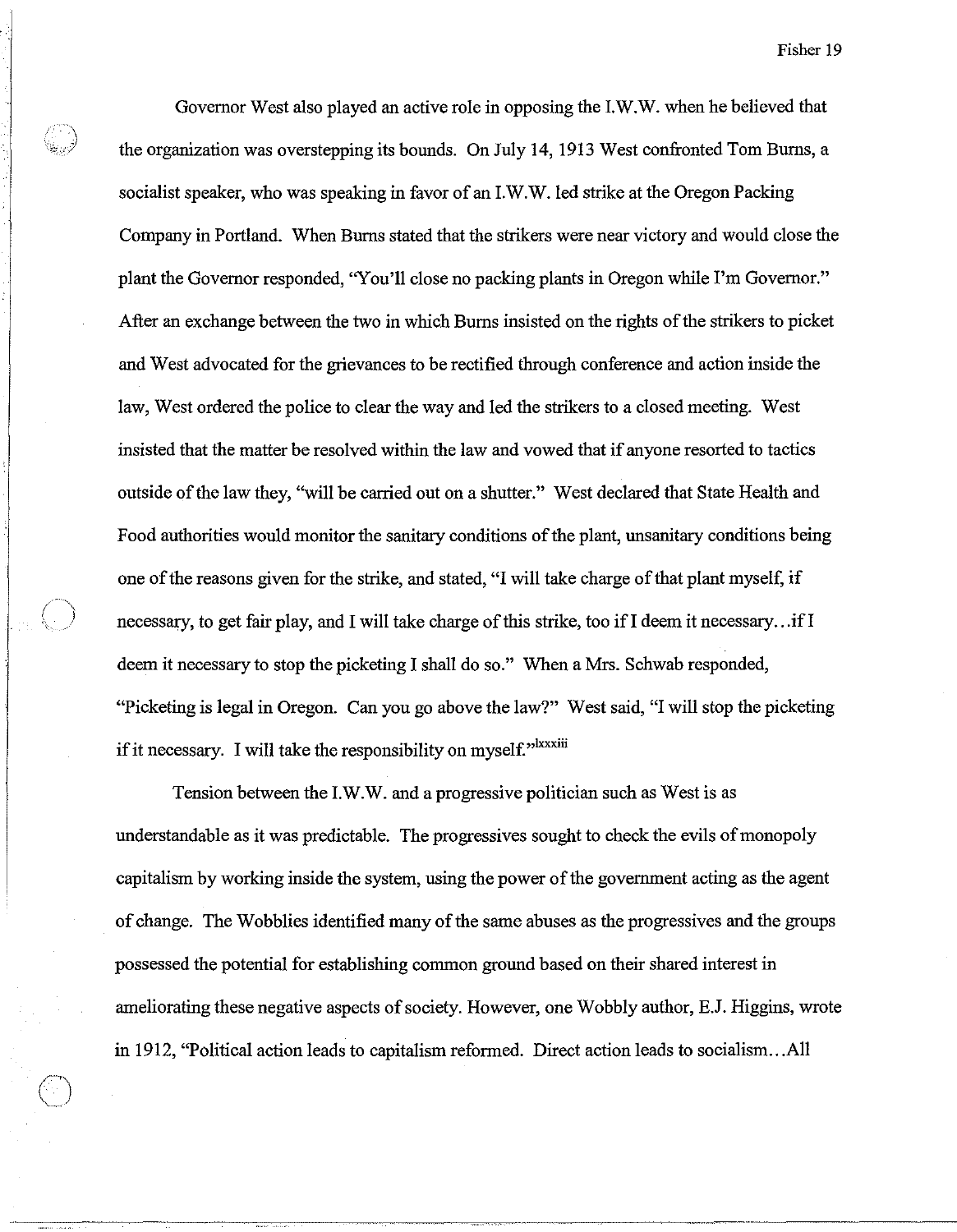Governor West also played an active role in opposing the I.W.W. when he believed that the organization was overstepping its bounds. On July 14, 1913 West confronted Tom Burns, a socialist speaker, who was speaking in favor of an I.W.W. led strike at the Oregon Packing Company in Portland. When Burns stated that the strikers were near victory and would close the plant the Governor responded, "You'll close no packing plants in Oregon while I'm Governor." After an exchange between the two in which Burns insisted on the rights of the strikers to picket and West advocated for the grievances to be rectified through conference and action inside the law, West ordered the police to clear the way and led the strikers to a closed meeting. West insisted that the matter be resolved within the law and vowed that if anyone resorted to tactics outside of the law they, "will be carried out on a shutter." West declared that State Health and Food authorities would monitor the sanitary conditions of the plant, unsanitary conditions being one of the reasons given for the strike, and stated, "I will take charge of that plant myself, if necessary, to get fair play, and I will take charge of this strike, too if I deem it necessary…if I deem it necessary to stop the picketing I shall do so." When a Mrs. Schwab responded, "Picketing is legal in Oregon. Can you go above the law?" West said, "I will stop the picketing if it necessary. I will take the responsibility on myself."[lxxxiii]

Tension between the I.W.W. and a progressive politician such as West is as understandable as it was predictable. The progressives sought to check the evils of monopoly capitalism by working inside the system, using the power of the government acting as the agent of change. The Wobblies identified many of the same abuses as the progressives and the groups possessed the potential for establishing common ground based on their shared interest in ameliorating these negative aspects of society. However, one Wobbly author, E.J. Higgins, wrote in 1912, "Political action leads to capitalism reformed. Direct action leads to socialism…All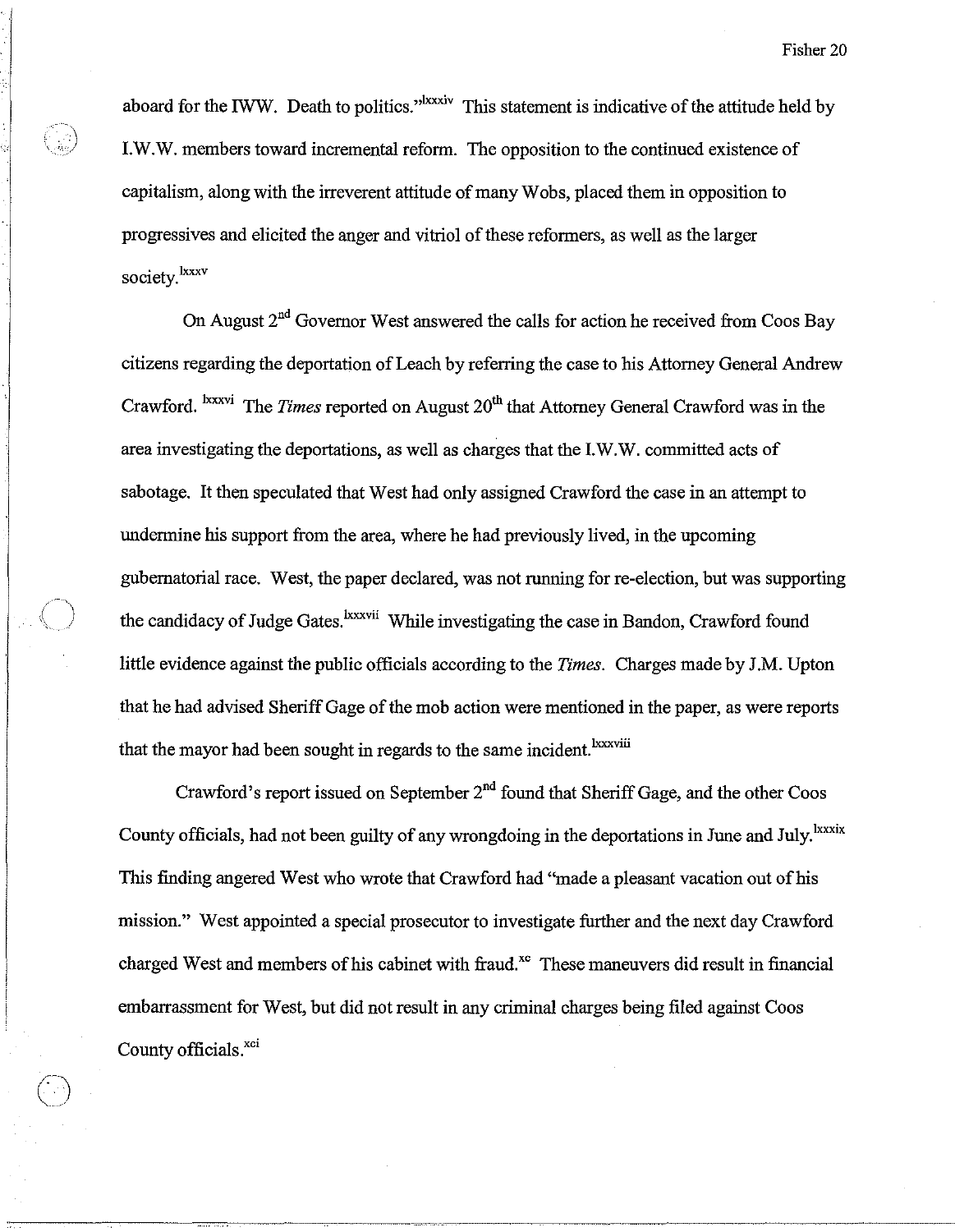aboard for the IWW. Death to politics."[lxxxiv] This statement is indicative of the attitude held by I.W.W. members toward incremental reform. The opposition to the continued existence of capitalism, along with the irreverent attitude of many Wobs, placed them in opposition to progressives and elicited the anger and vitriol of these reformers, as well as the larger society.[lxxxv]

On August 2nd Governor West answered the calls for action he received from Coos Bay citizens regarding the deportation of Leach by referring the case to his Attorney General Andrew Crawford.[lxxxvi] The *Times* reported on August 20th that Attorney General Crawford was in the area investigating the deportations, as well as charges that the I.W.W. committed acts of sabotage. It then speculated that West had only assigned Crawford the case in an attempt to undermine his support from the area, where he had previously lived, in the upcoming gubernatorial race. West, the paper declared, was not running for re-election, but was supporting the candidacy of Judge Gates.[lxxxvii] While investigating the case in Bandon, Crawford found little evidence against the public officials according to the *Times*. Charges made by J.M. Upton that he had advised Sheriff Gage of the mob action were mentioned in the paper, as were reports that the mayor had been sought in regards to the same incident.[lxxxviii]

Crawford's report issued on September 2nd found that Sheriff Gage, and the other Coos County officials, had not been guilty of any wrongdoing in the deportations in June and July.[lxxxix] This finding angered West who wrote that Crawford had "made a pleasant vacation out of his mission." West appointed a special prosecutor to investigate further and the next day Crawford charged West and members of his cabinet with fraud.[xc] These maneuvers did result in financial embarrassment for West, but did not result in any criminal charges being filed against Coos County officials.[xci]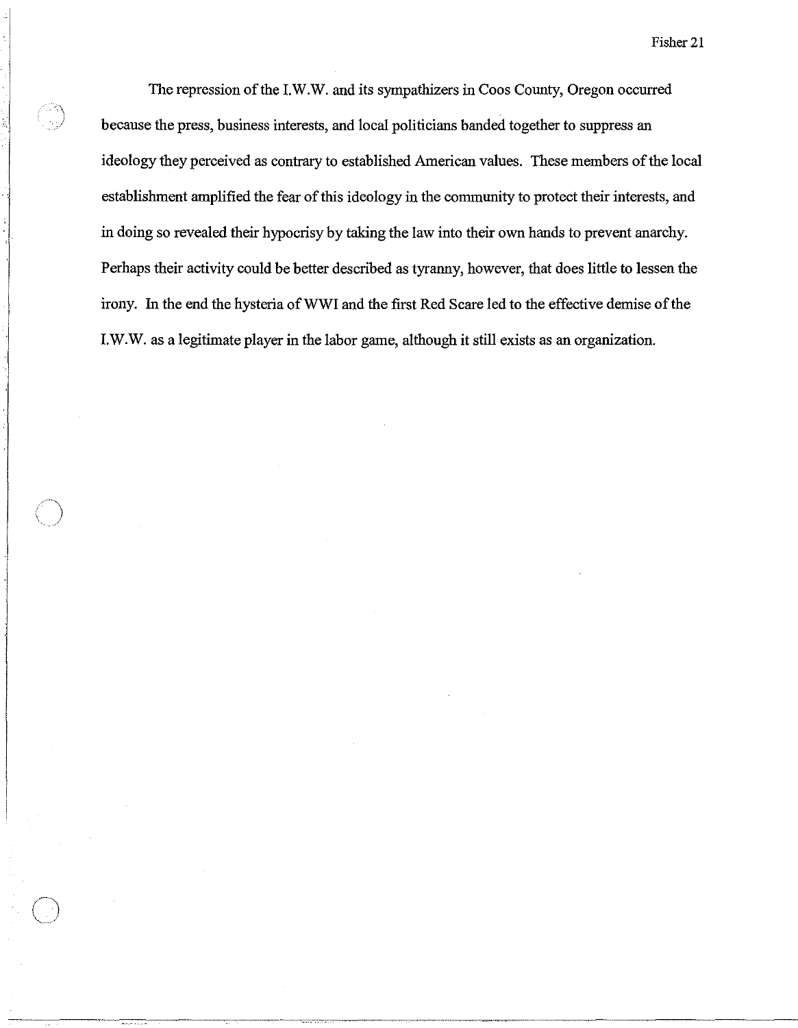The repression of the I.W.W. and its sympathizers in Coos County, Oregon occurred because the press, business interests, and local politicians banded together to suppress an ideology they perceived as contrary to established American values. These members of the local establishment amplified the fear of this ideology in the community to protect their interests, and in doing so revealed their hypocrisy by taking the law into their own hands to prevent anarchy. Perhaps their activity could be better described as tyranny, however, that does little to lessen the irony. In the end the hysteria of WWI and the first Red Scare led to the effective demise of the I.W.W. as a legitimate player in the labor game, although it still exists as an organization.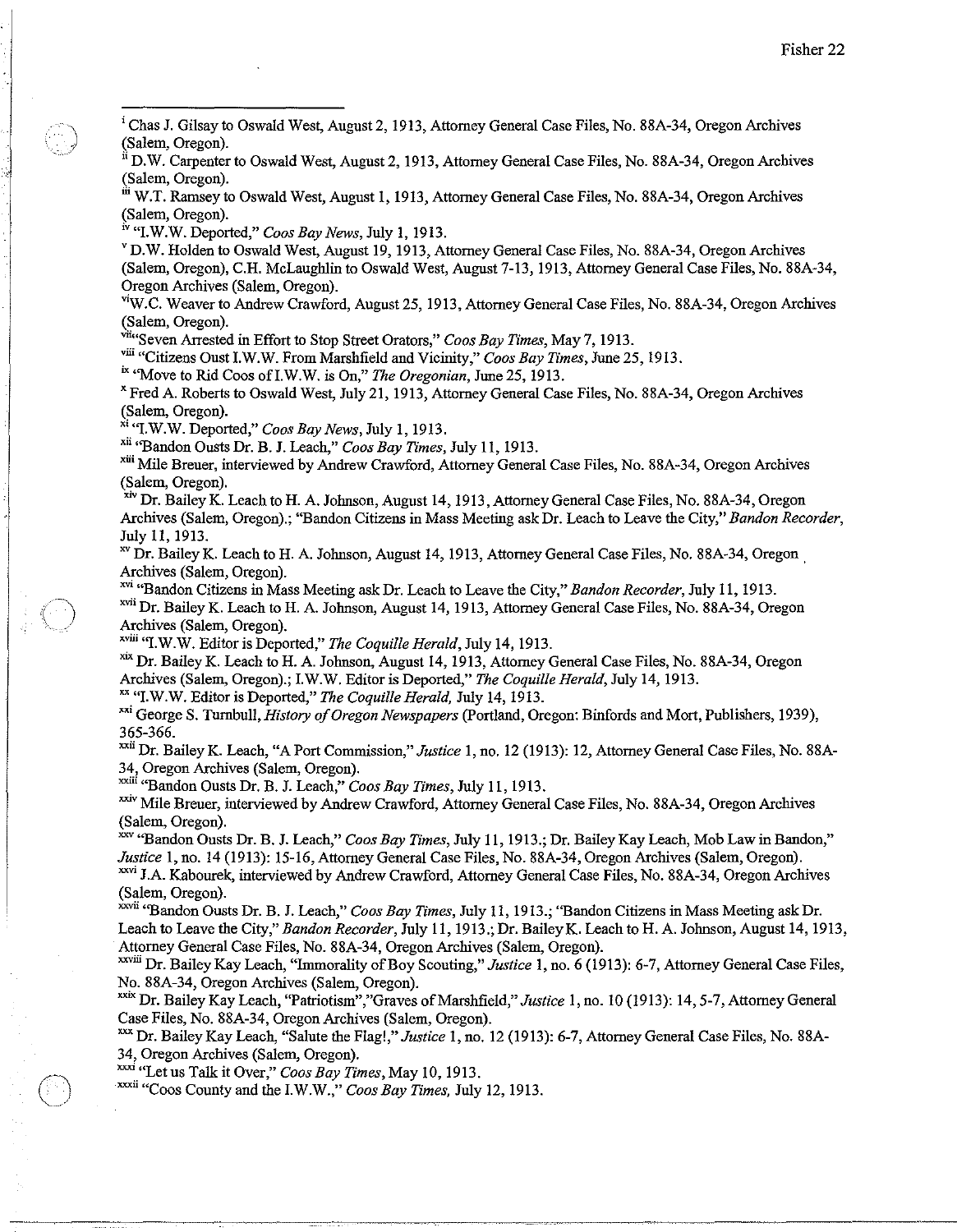---

[i] Chas J. Gilsay to Oswald West, August 2, 1913, Attorney General Case Files, No. 88A-34, Oregon Archives (Salem, Oregon).

[ii] D.W. Carpenter to Oswald West, August 2, 1913, Attorney General Case Files, No. 88A-34, Oregon Archives (Salem, Oregon).

[iii] W.T. Ramsey to Oswald West, August 1, 1913, Attorney General Case Files, No. 88A-34, Oregon Archives (Salem, Oregon).

[iv] "I.W.W. Deported," *Coos Bay News*, July 1, 1913.

[v] D.W. Holden to Oswald West, August 19, 1913, Attorney General Case Files, No. 88A-34, Oregon Archives (Salem, Oregon), C.H. McLaughlin to Oswald West, August 7-13, 1913, Attorney General Case Files, No. 88A-34, Oregon Archives (Salem, Oregon).

[vi] W.C. Weaver to Andrew Crawford, August 25, 1913, Attorney General Case Files, No. 88A-34, Oregon Archives (Salem, Oregon).

[vii] "Seven Arrested in Effort to Stop Street Orators," *Coos Bay Times*, May 7, 1913.

[viii] "Citizens Oust I.W.W. From Marshfield and Vicinity," *Coos Bay Times*, June 25, 1913.

[ix] "Move to Rid Coos of I.W.W. is On," *The Oregonian*, June 25, 1913.

[x] Fred A. Roberts to Oswald West, July 21, 1913, Attorney General Case Files, No. 88A-34, Oregon Archives (Salem, Oregon).

[xi] "I.W.W. Deported," *Coos Bay News*, July 1, 1913.

[xii] "Bandon Ousts Dr. B. J. Leach," *Coos Bay Times*, July 11, 1913.

[xiii] Mile Breuer, interviewed by Andrew Crawford, Attorney General Case Files, No. 88A-34, Oregon Archives (Salem, Oregon).

[xiv] Dr. Bailey K. Leach to H. A. Johnson, August 14, 1913, Attorney General Case Files, No. 88A-34, Oregon Archives (Salem, Oregon).; "Bandon Citizens in Mass Meeting ask Dr. Leach to Leave the City," *Bandon Recorder*, July 11, 1913.

[xv] Dr. Bailey K. Leach to H. A. Johnson, August 14, 1913, Attorney General Case Files, No. 88A-34, Oregon Archives (Salem, Oregon).

[xvi] "Bandon Citizens in Mass Meeting ask Dr. Leach to Leave the City," *Bandon Recorder*, July 11, 1913.

[xvii] Dr. Bailey K. Leach to H. A. Johnson, August 14, 1913, Attorney General Case Files, No. 88A-34, Oregon Archives (Salem, Oregon).

[xviii] "I.W.W. Editor is Deported," *The Coquille Herald*, July 14, 1913.

[xix] Dr. Bailey K. Leach to H. A. Johnson, August 14, 1913, Attorney General Case Files, No. 88A-34, Oregon Archives (Salem, Oregon).; I.W.W. Editor is Deported," *The Coquille Herald*, July 14, 1913.

[xx] "I.W.W. Editor is Deported," *The Coquille Herald*, July 14, 1913.

[xxi] George S. Turnbull, *History of Oregon Newspapers* (Portland, Oregon: Binfords and Mort, Publishers, 1939), 365-366.

[xxii] Dr. Bailey K. Leach, "A Port Commission," *Justice* 1, no. 12 (1913): 12, Attorney General Case Files, No. 88A-34, Oregon Archives (Salem, Oregon).

[xxiii] "Bandon Ousts Dr. B. J. Leach," *Coos Bay Times*, July 11, 1913.

[xxiv] Mile Breuer, interviewed by Andrew Crawford, Attorney General Case Files, No. 88A-34, Oregon Archives (Salem, Oregon).

[xxv] "Bandon Ousts Dr. B. J. Leach," *Coos Bay Times*, July 11, 1913.; Dr. Bailey Kay Leach, Mob Law in Bandon," *Justice* 1, no. 14 (1913): 15-16, Attorney General Case Files, No. 88A-34, Oregon Archives (Salem, Oregon).

[xxvi] J.A. Kabourek, interviewed by Andrew Crawford, Attorney General Case Files, No. 88A-34, Oregon Archives (Salem, Oregon).

[xxvii] "Bandon Ousts Dr. B. J. Leach," *Coos Bay Times*, July 11, 1913.; "Bandon Citizens in Mass Meeting ask Dr. Leach to Leave the City," *Bandon Recorder*, July 11, 1913.; Dr. Bailey K. Leach to H. A. Johnson, August 14, 1913, Attorney General Case Files, No. 88A-34, Oregon Archives (Salem, Oregon).

[xxviii] Dr. Bailey Kay Leach, "Immorality of Boy Scouting," *Justice* 1, no. 6 (1913): 6-7, Attorney General Case Files, No. 88A-34, Oregon Archives (Salem, Oregon).

[xxix] Dr. Bailey Kay Leach, "Patriotism","Graves of Marshfield," *Justice* 1, no. 10 (1913): 14, 5-7, Attorney General Case Files, No. 88A-34, Oregon Archives (Salem, Oregon).

[xxx] Dr. Bailey Kay Leach, "Salute the Flag!," *Justice* 1, no. 12 (1913): 6-7, Attorney General Case Files, No. 88A-34, Oregon Archives (Salem, Oregon).

[xxxi] "Let us Talk it Over," *Coos Bay Times*, May 10, 1913.

[xxxii] "Coos County and the I.W.W.," *Coos Bay Times*, July 12, 1913.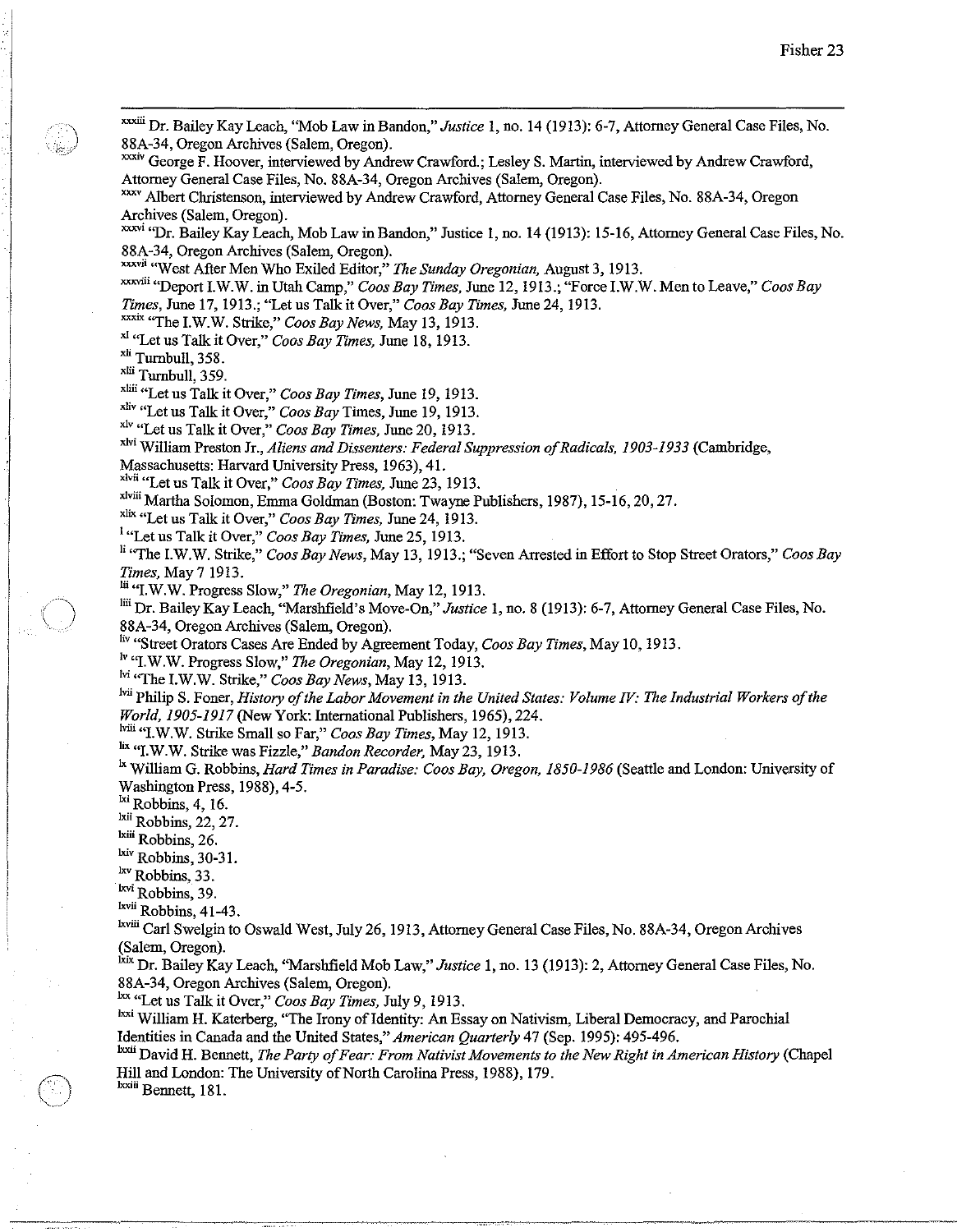[xxxiii] Dr. Bailey Kay Leach, "Mob Law in Bandon," *Justice* 1, no. 14 (1913): 6-7, Attorney General Case Files, No. 88A-34, Oregon Archives (Salem, Oregon).

[xxxiv] George F. Hoover, interviewed by Andrew Crawford.; Lesley S. Martin, interviewed by Andrew Crawford, Attorney General Case Files, No. 88A-34, Oregon Archives (Salem, Oregon).

[xxxv] Albert Christenson, interviewed by Andrew Crawford, Attorney General Case Files, No. 88A-34, Oregon Archives (Salem, Oregon).

[xxxvi] "Dr. Bailey Kay Leach, Mob Law in Bandon," Justice 1, no. 14 (1913): 15-16, Attorney General Case Files, No. 88A-34, Oregon Archives (Salem, Oregon).

[xxxvii] "West After Men Who Exiled Editor," *The Sunday Oregonian,* August 3, 1913.

[xxxviii] "Deport I.W.W. in Utah Camp," *Coos Bay Times,* June 12, 1913.; "Force I.W.W. Men to Leave," *Coos Bay Times,* June 17, 1913.; "Let us Talk it Over," *Coos Bay Times,* June 24, 1913.

[xxxix] "The I.W.W. Strike," *Coos Bay News,* May 13, 1913.

[xl] "Let us Talk it Over," *Coos Bay Times,* June 18, 1913.

[xli] Turnbull, 358.

[xlii] Turnbull, 359.

[xliii] "Let us Talk it Over," *Coos Bay Times,* June 19, 1913.

[xliv] "Let us Talk it Over," *Coos Bay* Times, June 19, 1913.

[xlv] "Let us Talk it Over," *Coos Bay Times,* June 20, 1913.

[xlvi] William Preston Jr., *Aliens and Dissenters: Federal Suppression of Radicals, 1903-1933* (Cambridge, Massachusetts: Harvard University Press, 1963), 41.

[xlvii] "Let us Talk it Over," *Coos Bay Times,* June 23, 1913.

[xlviii] Martha Solomon, Emma Goldman (Boston: Twayne Publishers, 1987), 15-16, 20, 27.

[xlix] "Let us Talk it Over," *Coos Bay Times,* June 24, 1913.

[l] "Let us Talk it Over," *Coos Bay Times,* June 25, 1913.

[li] "The I.W.W. Strike," *Coos Bay News,* May 13, 1913.; "Seven Arrested in Effort to Stop Street Orators," *Coos Bay Times,* May 7 1913.

[lii] "I.W.W. Progress Slow," *The Oregonian,* May 12, 1913.

[liii] Dr. Bailey Kay Leach, "Marshfield's Move-On," *Justice* 1, no. 8 (1913): 6-7, Attorney General Case Files, No. 88A-34, Oregon Archives (Salem, Oregon).

[liv] "Street Orators Cases Are Ended by Agreement Today, *Coos Bay Times,* May 10, 1913.

[lv] "I.W.W. Progress Slow," *The Oregonian,* May 12, 1913.

[lvi] "The I.W.W. Strike," *Coos Bay News,* May 13, 1913.

[lvii] Philip S. Foner, *History of the Labor Movement in the United States: Volume IV: The Industrial Workers of the World, 1905-1917* (New York: International Publishers, 1965), 224.

[lviii] "I.W.W. Strike Small so Far," *Coos Bay Times,* May 12, 1913.

[lix] "I.W.W. Strike was Fizzle," *Bandon Recorder,* May 23, 1913.

[lx] William G. Robbins, *Hard Times in Paradise: Coos Bay, Oregon, 1850-1986* (Seattle and London: University of Washington Press, 1988), 4-5.

[lxi] Robbins, 4, 16.

[lxii] Robbins, 22, 27.

[lxiii] Robbins, 26.

[lxiv] Robbins, 30-31.

[lxv] Robbins, 33.

[lxvi] Robbins, 39.

[lxvii] Robbins, 41-43.

[lxviii] Carl Swelgin to Oswald West, July 26, 1913, Attorney General Case Files, No. 88A-34, Oregon Archives (Salem, Oregon).

[lxix] Dr. Bailey Kay Leach, "Marshfield Mob Law," *Justice* 1, no. 13 (1913): 2, Attorney General Case Files, No. 88A-34, Oregon Archives (Salem, Oregon).

[lxx] "Let us Talk it Over," *Coos Bay Times,* July 9, 1913.

[lxxi] William H. Katerberg, "The Irony of Identity: An Essay on Nativism, Liberal Democracy, and Parochial Identities in Canada and the United States," *American Quarterly* 47 (Sep. 1995): 495-496.

[lxxii] David H. Bennett, *The Party of Fear: From Nativist Movements to the New Right in American History* (Chapel Hill and London: The University of North Carolina Press, 1988), 179.

[lxxiii] Bennett, 181.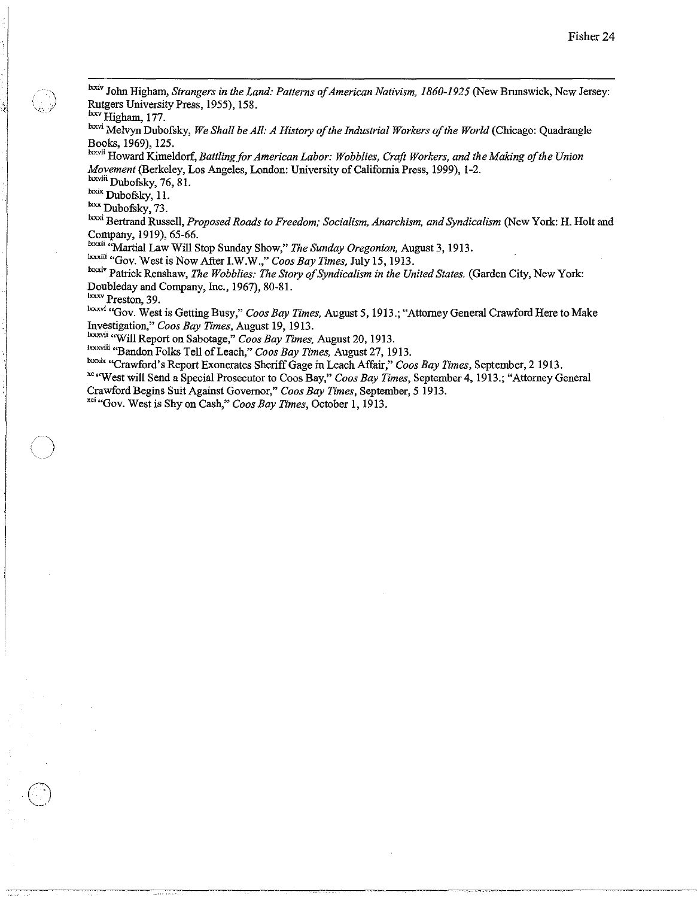[lxxiv] John Higham, *Strangers in the Land: Patterns of American Nativism, 1860-1925* (New Brunswick, New Jersey: Rutgers University Press, 1955), 158.

[lxxv] Higham, 177.

[lxxvi] Melvyn Dubofsky, *We Shall be All: A History of the Industrial Workers of the World* (Chicago: Quadrangle Books, 1969), 125.

[lxxvii] Howard Kimeldorf, *Battling for American Labor: Wobblies, Craft Workers, and the Making of the Union Movement* (Berkeley, Los Angeles, London: University of California Press, 1999), 1-2.

[lxxviii] Dubofsky, 76, 81.

[lxxix] Dubofsky, 11.

[lxxx] Dubofsky, 73.

[lxxxi] Bertrand Russell, *Proposed Roads to Freedom; Socialism, Anarchism, and Syndicalism* (New York: H. Holt and Company, 1919), 65-66.

[lxxxii] "Martial Law Will Stop Sunday Show," *The Sunday Oregonian,* August 3, 1913.

[lxxxiii] "Gov. West is Now After I.W.W.," *Coos Bay Times,* July 15, 1913.

[lxxxiv] Patrick Renshaw, *The Wobblies: The Story of Syndicalism in the United States.* (Garden City, New York: Doubleday and Company, Inc., 1967), 80-81.

[lxxxv] Preston, 39.

[lxxxvi] "Gov. West is Getting Busy," *Coos Bay Times,* August 5, 1913.; "Attorney General Crawford Here to Make Investigation," *Coos Bay Times*, August 19, 1913.

[lxxxvii] "Will Report on Sabotage," *Coos Bay Times,* August 20, 1913.

[lxxxviii] "Bandon Folks Tell of Leach," *Coos Bay Times,* August 27, 1913.

[lxxxix] "Crawford's Report Exonerates Sheriff Gage in Leach Affair," *Coos Bay Times*, September, 2 1913.

[xc] "West will Send a Special Prosecutor to Coos Bay," *Coos Bay Times*, September 4, 1913.; "Attorney General Crawford Begins Suit Against Governor," *Coos Bay Times*, September, 5 1913.

[xci] "Gov. West is Shy on Cash," *Coos Bay Times*, October 1, 1913.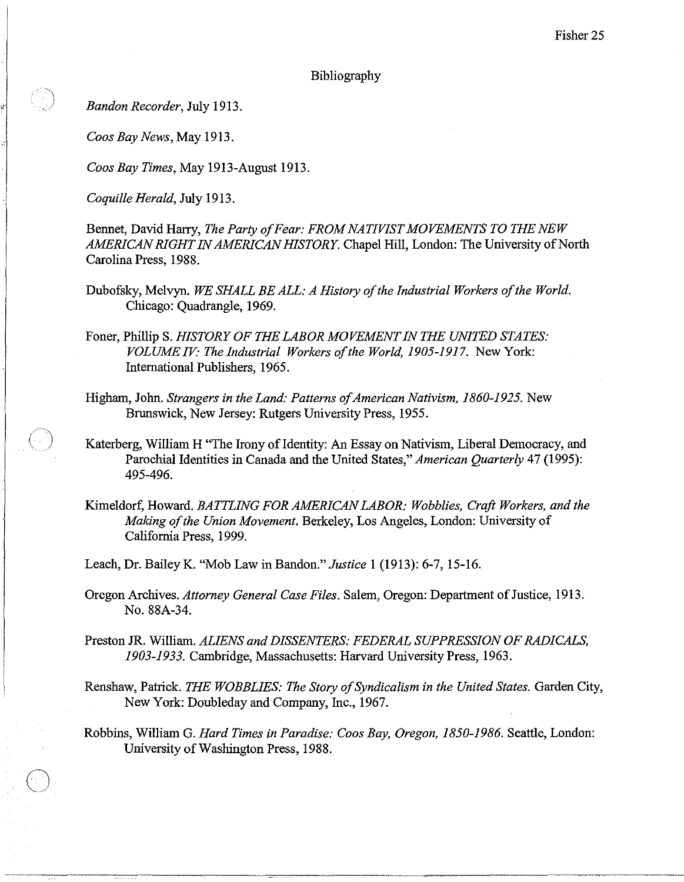# Bibliography

*Bandon Recorder*, July 1913.

*Coos Bay News*, May 1913.

*Coos Bay Times*, May 1913-August 1913.

*Coquille Herald*, July 1913.

Bennet, David Harry, *The Party of Fear: FROM NATIVIST MOVEMENTS TO THE NEW AMERICAN RIGHT IN AMERICAN HISTORY.* Chapel Hill, London: The University of North Carolina Press, 1988.

Dubofsky, Melvyn. *WE SHALL BE ALL: A History of the Industrial Workers of the World.* Chicago: Quadrangle, 1969.

Foner, Phillip S. *HISTORY OF THE LABOR MOVEMENT IN THE UNITED STATES: VOLUME IV: The Industrial Workers of the World, 1905-1917.* New York: International Publishers, 1965.

Higham, John. *Strangers in the Land: Patterns of American Nativism, 1860-1925.* New Brunswick, New Jersey: Rutgers University Press, 1955.

Katerberg, William H "The Irony of Identity: An Essay on Nativism, Liberal Democracy, and Parochial Identities in Canada and the United States," *American Quarterly* 47 (1995): 495-496.

Kimeldorf, Howard. *BATTLING FOR AMERICAN LABOR: Wobblies, Craft Workers, and the Making of the Union Movement.* Berkeley, Los Angeles, London: University of California Press, 1999.

Leach, Dr. Bailey K. "Mob Law in Bandon." *Justice* 1 (1913): 6-7, 15-16.

Oregon Archives. *Attorney General Case Files.* Salem, Oregon: Department of Justice, 1913. No. 88A-34.

Preston JR. William. *ALIENS and DISSENTERS: FEDERAL SUPPRESSION OF RADICALS, 1903-1933.* Cambridge, Massachusetts: Harvard University Press, 1963.

Renshaw, Patrick. *THE WOBBLIES: The Story of Syndicalism in the United States.* Garden City, New York: Doubleday and Company, Inc., 1967.

Robbins, William G. *Hard Times in Paradise: Coos Bay, Oregon, 1850-1986.* Seattle, London: University of Washington Press, 1988.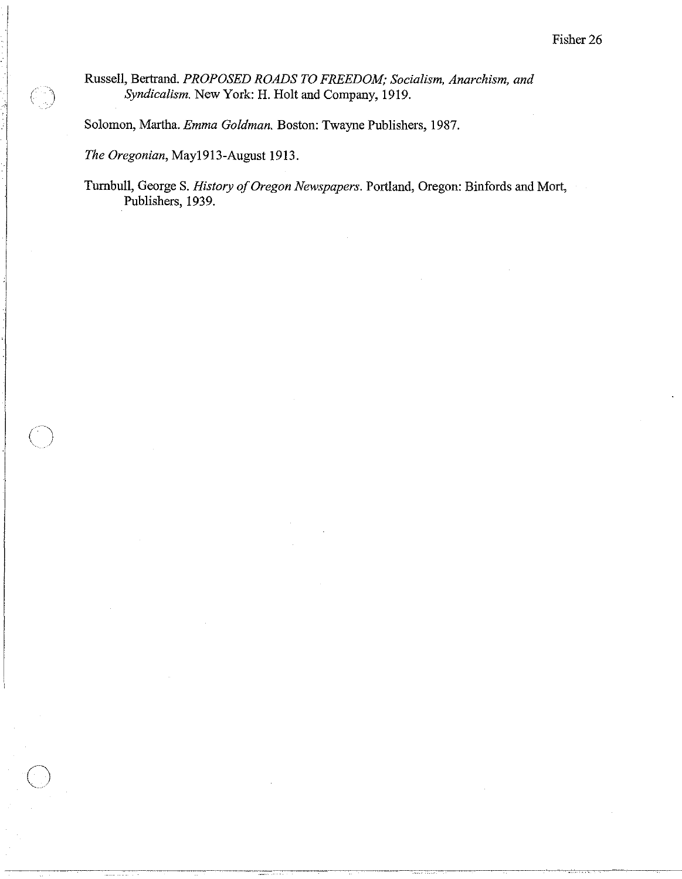Russell, Bertrand. *PROPOSED ROADS TO FREEDOM; Socialism, Anarchism, and Syndicalism.* New York: H. Holt and Company, 1919.

Solomon, Martha. *Emma Goldman.* Boston: Twayne Publishers, 1987.

*The Oregonian*, May1913-August 1913.

Turnbull, George S. *History of Oregon Newspapers.* Portland, Oregon: Binfords and Mort, Publishers, 1939.